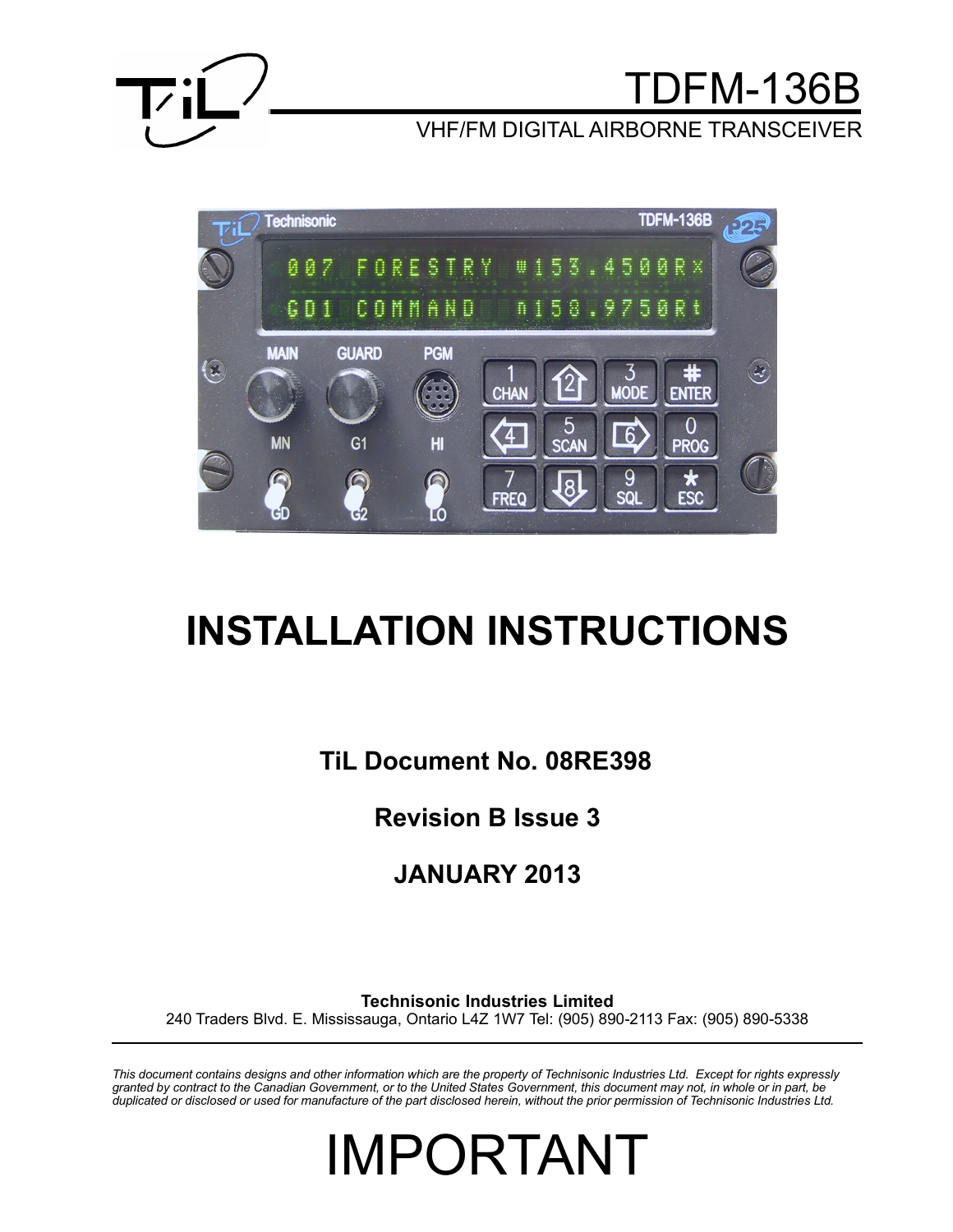# TDFM-136B

VHF/FM DIGITAL AIRBORNE TRANSCEIVER

# INSTALLATION INSTRUCTIONS

**TiL Document No. 08RE398**

**Revision B Issue 3**

**JANUARY 2013**

**Technisonic Industries Limited**
240 Traders Blvd. E. Mississauga, Ontario L4Z 1W7 Tel: (905) 890-2113 Fax: (905) 890-5338

*This document contains designs and other information which are the property of Technisonic Industries Ltd. Except for rights expressly granted by contract to the Canadian Government, or to the United States Government, this document may not, in whole or in part, be duplicated or disclosed or used for manufacture of the part disclosed herein, without the prior permission of Technisonic Industries Ltd.*

# IMPORTANT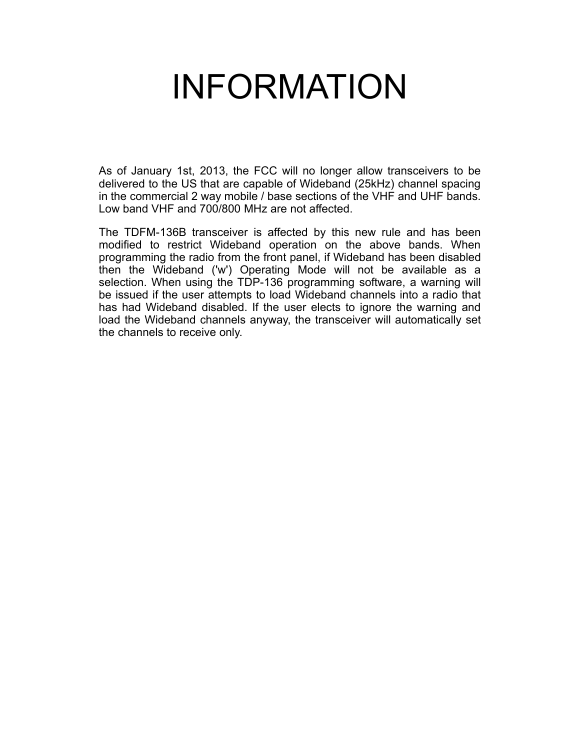# INFORMATION

As of January 1st, 2013, the FCC will no longer allow transceivers to be delivered to the US that are capable of Wideband (25kHz) channel spacing in the commercial 2 way mobile / base sections of the VHF and UHF bands. Low band VHF and 700/800 MHz are not affected.

The TDFM-136B transceiver is affected by this new rule and has been modified to restrict Wideband operation on the above bands. When programming the radio from the front panel, if Wideband has been disabled then the Wideband ('w') Operating Mode will not be available as a selection. When using the TDP-136 programming software, a warning will be issued if the user attempts to load Wideband channels into a radio that has had Wideband disabled. If the user elects to ignore the warning and load the Wideband channels anyway, the transceiver will automatically set the channels to receive only.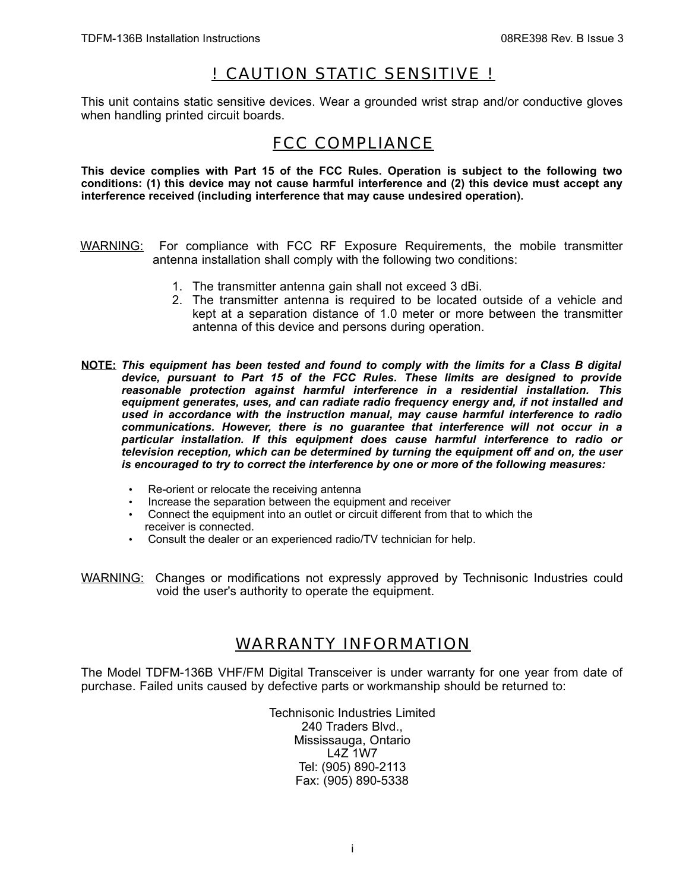## ! CAUTION STATIC SENSITIVE !

This unit contains static sensitive devices. Wear a grounded wrist strap and/or conductive gloves when handling printed circuit boards.

## FCC COMPLIANCE

**This device complies with Part 15 of the FCC Rules. Operation is subject to the following two conditions: (1) this device may not cause harmful interference and (2) this device must accept any interference received (including interference that may cause undesired operation).**

WARNING: For compliance with FCC RF Exposure Requirements, the mobile transmitter antenna installation shall comply with the following two conditions:

1. The transmitter antenna gain shall not exceed 3 dBi.
2. The transmitter antenna is required to be located outside of a vehicle and kept at a separation distance of 1.0 meter or more between the transmitter antenna of this device and persons during operation.

**NOTE:** ***This equipment has been tested and found to comply with the limits for a Class B digital device, pursuant to Part 15 of the FCC Rules. These limits are designed to provide reasonable protection against harmful interference in a residential installation. This equipment generates, uses, and can radiate radio frequency energy and, if not installed and used in accordance with the instruction manual, may cause harmful interference to radio communications. However, there is no guarantee that interference will not occur in a particular installation. If this equipment does cause harmful interference to radio or television reception, which can be determined by turning the equipment off and on, the user is encouraged to try to correct the interference by one or more of the following measures:***

- Re-orient or relocate the receiving antenna
- Increase the separation between the equipment and receiver
- Connect the equipment into an outlet or circuit different from that to which the receiver is connected.
- Consult the dealer or an experienced radio/TV technician for help.

WARNING: Changes or modifications not expressly approved by Technisonic Industries could void the user's authority to operate the equipment.

## WARRANTY INFORMATION

The Model TDFM-136B VHF/FM Digital Transceiver is under warranty for one year from date of purchase. Failed units caused by defective parts or workmanship should be returned to:

Technisonic Industries Limited
240 Traders Blvd.,
Mississauga, Ontario
L4Z 1W7
Tel: (905) 890-2113
Fax: (905) 890-5338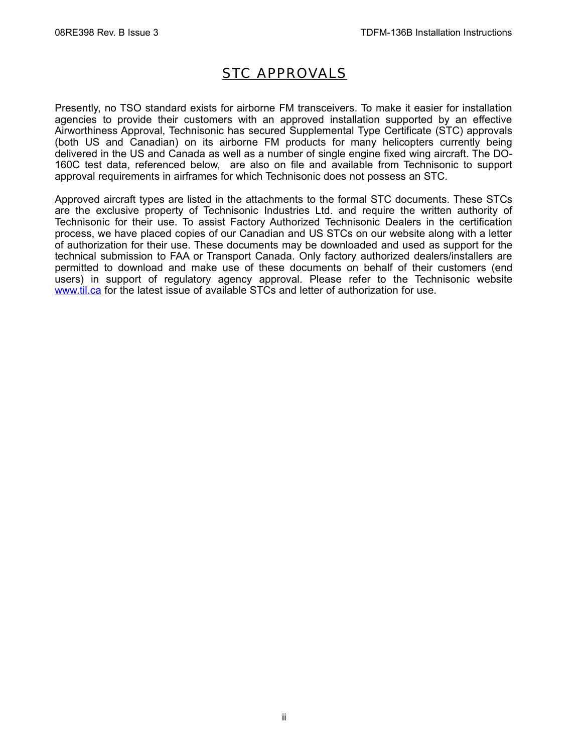# STC APPROVALS

Presently, no TSO standard exists for airborne FM transceivers. To make it easier for installation agencies to provide their customers with an approved installation supported by an effective Airworthiness Approval, Technisonic has secured Supplemental Type Certificate (STC) approvals (both US and Canadian) on its airborne FM products for many helicopters currently being delivered in the US and Canada as well as a number of single engine fixed wing aircraft. The DO-160C test data, referenced below, are also on file and available from Technisonic to support approval requirements in airframes for which Technisonic does not possess an STC.

Approved aircraft types are listed in the attachments to the formal STC documents. These STCs are the exclusive property of Technisonic Industries Ltd. and require the written authority of Technisonic for their use. To assist Factory Authorized Technisonic Dealers in the certification process, we have placed copies of our Canadian and US STCs on our website along with a letter of authorization for their use. These documents may be downloaded and used as support for the technical submission to FAA or Transport Canada. Only factory authorized dealers/installers are permitted to download and make use of these documents on behalf of their customers (end users) in support of regulatory agency approval. Please refer to the Technisonic website [www.til.ca](http://www.til.ca) for the latest issue of available STCs and letter of authorization for use.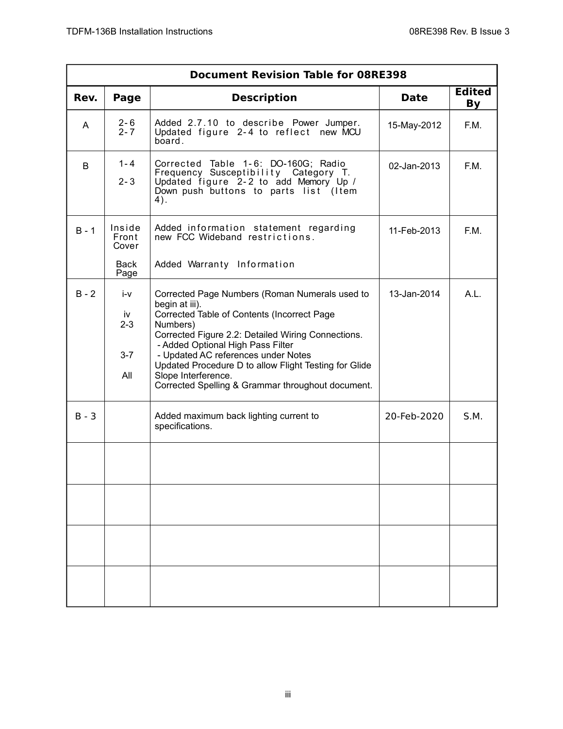| Document Revision Table for 08RE398 | | | | |
|---|---|---|---|---|
| **Rev.** | **Page** | **Description** | **Date** | **Edited By** |
| A | 2-6<br>2-7 | Added 2.7.10 to describe Power Jumper.<br>Updated figure 2-4 to reflect new MCU board. | 15-May-2012 | F.M. |
| B | 1-4<br>2-3 | Corrected Table 1-6: DO-160G; Radio Frequency Susceptibility Category T.<br>Updated figure 2-2 to add Memory Up / Down push buttons to parts list (Item 4). | 02-Jan-2013 | F.M. |
| B - 1 | Inside Front Cover<br>Back Page | Added information statement regarding new FCC Wideband restrictions.<br>Added Warranty Information | 11-Feb-2013 | F.M. |
| B - 2 | i-v<br>iv<br>2-3<br>3-7<br>All | Corrected Page Numbers (Roman Numerals used to begin at iii).<br>Corrected Table of Contents (Incorrect Page Numbers)<br>Corrected Figure 2.2: Detailed Wiring Connections.<br>- Added Optional High Pass Filter<br>- Updated AC references under Notes<br>Updated Procedure D to allow Flight Testing for Glide Slope Interference.<br>Corrected Spelling & Grammar throughout document. | 13-Jan-2014 | A.L. |
| B - 3 | | Added maximum back lighting current to specifications. | 20-Feb-2020 | S.M. |
| | | | | |
| | | | | |
| | | | | |
| | | | | |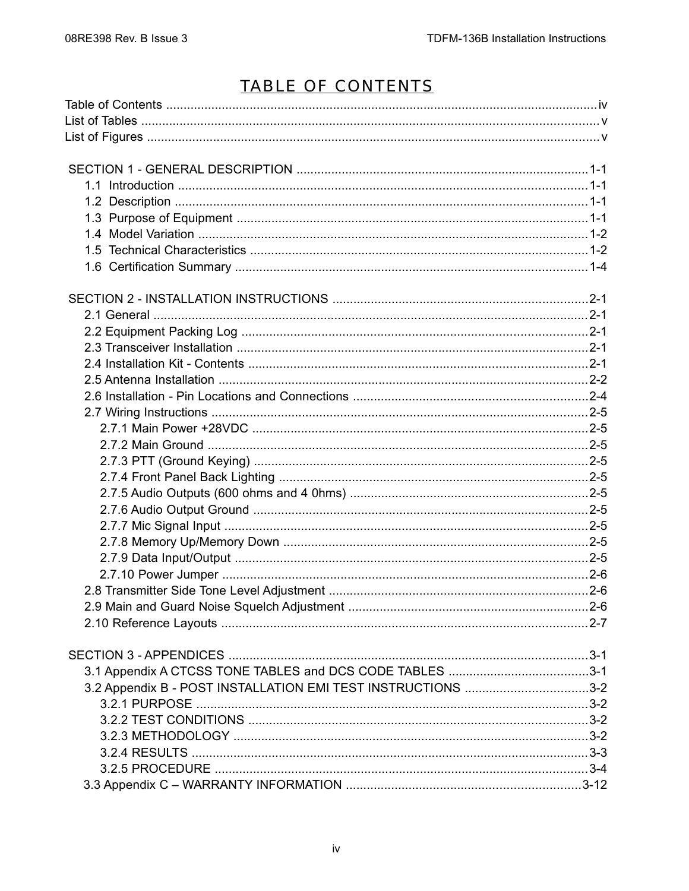# TABLE OF CONTENTS

Table of Contents ........................................................................................................................ iv
List of Tables ........................................................................................................................ v
List of Figures ........................................................................................................................ v

SECTION 1 - GENERAL DESCRIPTION ........................................................................ 1-1
- 1.1 Introduction ........................................................................................................ 1-1
- 1.2 Description ........................................................................................................ 1-1
- 1.3 Purpose of Equipment ........................................................................................ 1-1
- 1.4 Model Variation ........................................................................................................ 1-2
- 1.5 Technical Characteristics ........................................................................................ 1-2
- 1.6 Certification Summary ........................................................................................ 1-4

SECTION 2 - INSTALLATION INSTRUCTIONS ........................................................................ 2-1
- 2.1 General ........................................................................................................ 2-1
- 2.2 Equipment Packing Log ........................................................................................ 2-1
- 2.3 Transceiver Installation ........................................................................................ 2-1
- 2.4 Installation Kit - Contents ........................................................................................ 2-1
- 2.5 Antenna Installation ........................................................................................ 2-2
- 2.6 Installation - Pin Locations and Connections ........................................................................ 2-4
- 2.7 Wiring Instructions ........................................................................................ 2-5
  - 2.7.1 Main Power +28VDC ........................................................................................ 2-5
  - 2.7.2 Main Ground ........................................................................................ 2-5
  - 2.7.3 PTT (Ground Keying) ........................................................................................ 2-5
  - 2.7.4 Front Panel Back Lighting ........................................................................................ 2-5
  - 2.7.5 Audio Outputs (600 ohms and 4 0hms) ........................................................................ 2-5
  - 2.7.6 Audio Output Ground ........................................................................................ 2-5
  - 2.7.7 Mic Signal Input ........................................................................................ 2-5
  - 2.7.8 Memory Up/Memory Down ........................................................................................ 2-5
  - 2.7.9 Data Input/Output ........................................................................................ 2-5
  - 2.7.10 Power Jumper ........................................................................................ 2-6
- 2.8 Transmitter Side Tone Level Adjustment ........................................................................ 2-6
- 2.9 Main and Guard Noise Squelch Adjustment ........................................................................ 2-6
- 2.10 Reference Layouts ........................................................................................ 2-7

SECTION 3 - APPENDICES ........................................................................................ 3-1
- 3.1 Appendix A CTCSS TONE TABLES and DCS CODE TABLES ........................................ 3-1
- 3.2 Appendix B - POST INSTALLATION EMI TEST INSTRUCTIONS ........................................ 3-2
  - 3.2.1 PURPOSE ........................................................................................ 3-2
  - 3.2.2 TEST CONDITIONS ........................................................................................ 3-2
  - 3.2.3 METHODOLOGY ........................................................................................ 3-2
  - 3.2.4 RESULTS ........................................................................................ 3-3
  - 3.2.5 PROCEDURE ........................................................................................ 3-4
- 3.3 Appendix C – WARRANTY INFORMATION ........................................................................ 3-12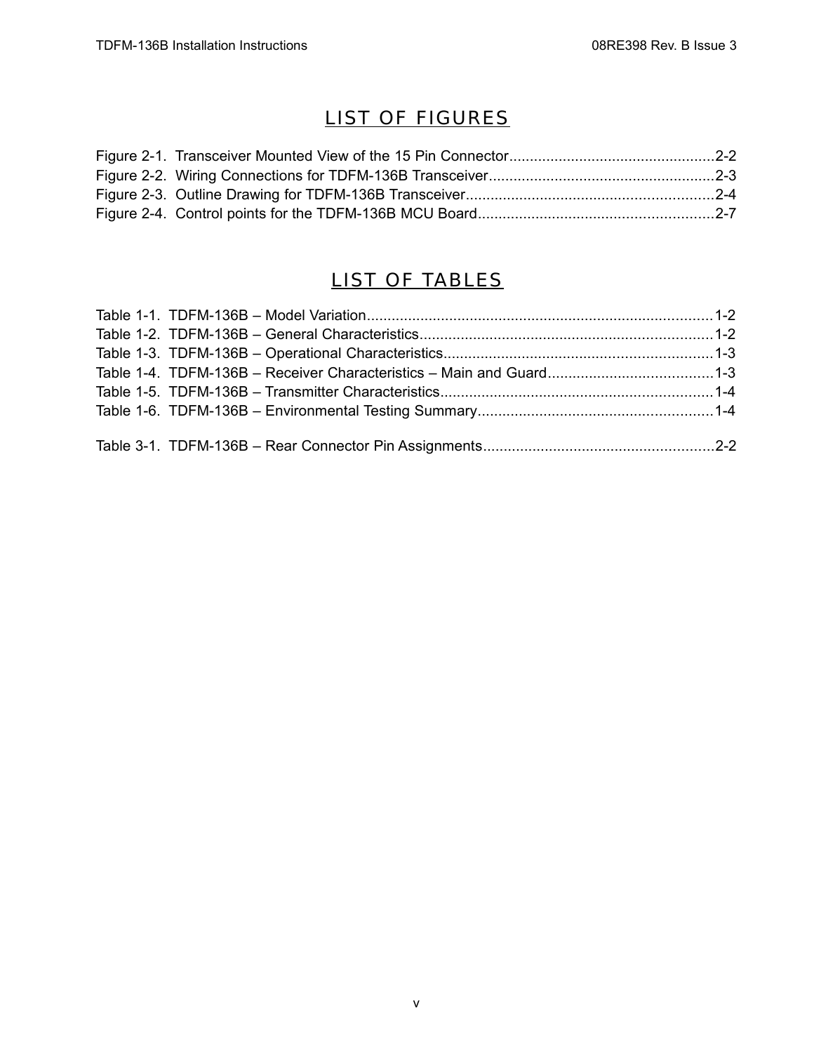# LIST OF FIGURES

Figure 2-1. Transceiver Mounted View of the 15 Pin Connector..................................................2-2
Figure 2-2. Wiring Connections for TDFM-136B Transceiver.......................................................2-3
Figure 2-3. Outline Drawing for TDFM-136B Transceiver............................................................2-4
Figure 2-4. Control points for the TDFM-136B MCU Board.........................................................2-7

# LIST OF TABLES

Table 1-1. TDFM-136B – Model Variation....................................................................................1-2
Table 1-2. TDFM-136B – General Characteristics.......................................................................1-2
Table 1-3. TDFM-136B – Operational Characteristics.................................................................1-3
Table 1-4. TDFM-136B – Receiver Characteristics – Main and Guard........................................1-3
Table 1-5. TDFM-136B – Transmitter Characteristics..................................................................1-4
Table 1-6. TDFM-136B – Environmental Testing Summary.........................................................1-4

Table 3-1. TDFM-136B – Rear Connector Pin Assignments........................................................2-2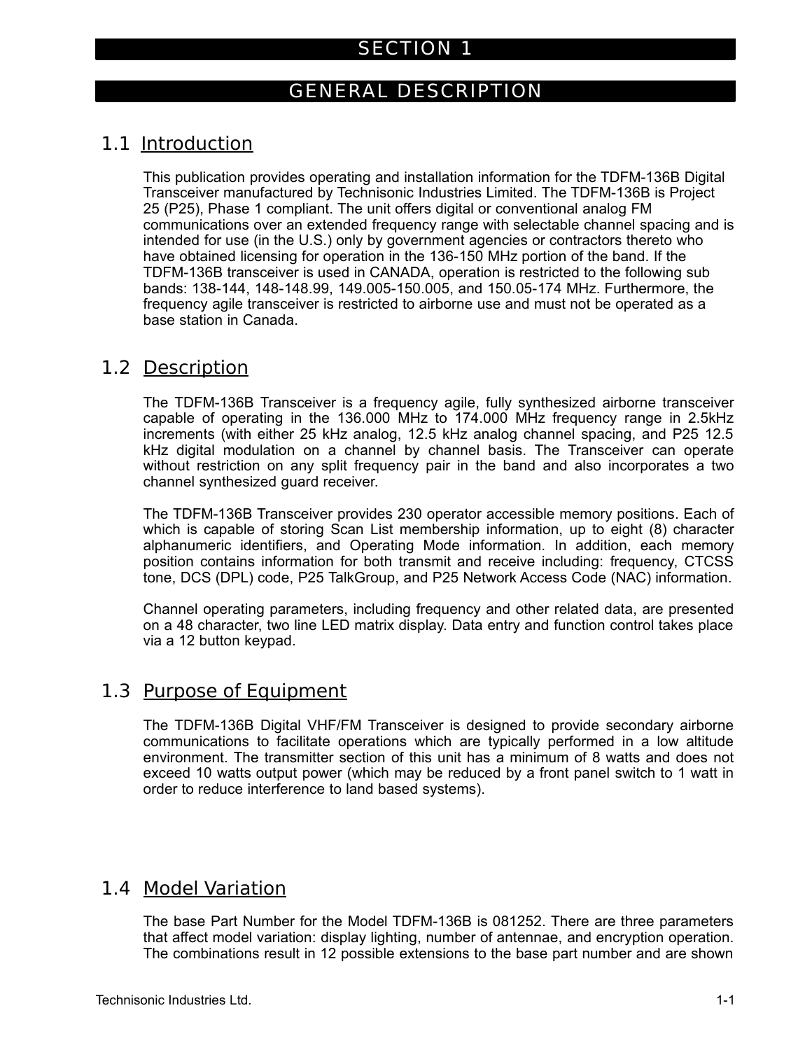# SECTION 1

# GENERAL DESCRIPTION

## 1.1 Introduction

This publication provides operating and installation information for the TDFM-136B Digital Transceiver manufactured by Technisonic Industries Limited. The TDFM-136B is Project 25 (P25), Phase 1 compliant. The unit offers digital or conventional analog FM communications over an extended frequency range with selectable channel spacing and is intended for use (in the U.S.) only by government agencies or contractors thereto who have obtained licensing for operation in the 136-150 MHz portion of the band. If the TDFM-136B transceiver is used in CANADA, operation is restricted to the following sub bands: 138-144, 148-148.99, 149.005-150.005, and 150.05-174 MHz. Furthermore, the frequency agile transceiver is restricted to airborne use and must not be operated as a base station in Canada.

## 1.2 Description

The TDFM-136B Transceiver is a frequency agile, fully synthesized airborne transceiver capable of operating in the 136.000 MHz to 174.000 MHz frequency range in 2.5kHz increments (with either 25 kHz analog, 12.5 kHz analog channel spacing, and P25 12.5 kHz digital modulation on a channel by channel basis. The Transceiver can operate without restriction on any split frequency pair in the band and also incorporates a two channel synthesized guard receiver.

The TDFM-136B Transceiver provides 230 operator accessible memory positions. Each of which is capable of storing Scan List membership information, up to eight (8) character alphanumeric identifiers, and Operating Mode information. In addition, each memory position contains information for both transmit and receive including: frequency, CTCSS tone, DCS (DPL) code, P25 TalkGroup, and P25 Network Access Code (NAC) information.

Channel operating parameters, including frequency and other related data, are presented on a 48 character, two line LED matrix display. Data entry and function control takes place via a 12 button keypad.

## 1.3 Purpose of Equipment

The TDFM-136B Digital VHF/FM Transceiver is designed to provide secondary airborne communications to facilitate operations which are typically performed in a low altitude environment. The transmitter section of this unit has a minimum of 8 watts and does not exceed 10 watts output power (which may be reduced by a front panel switch to 1 watt in order to reduce interference to land based systems).

## 1.4 Model Variation

The base Part Number for the Model TDFM-136B is 081252. There are three parameters that affect model variation: display lighting, number of antennae, and encryption operation. The combinations result in 12 possible extensions to the base part number and are shown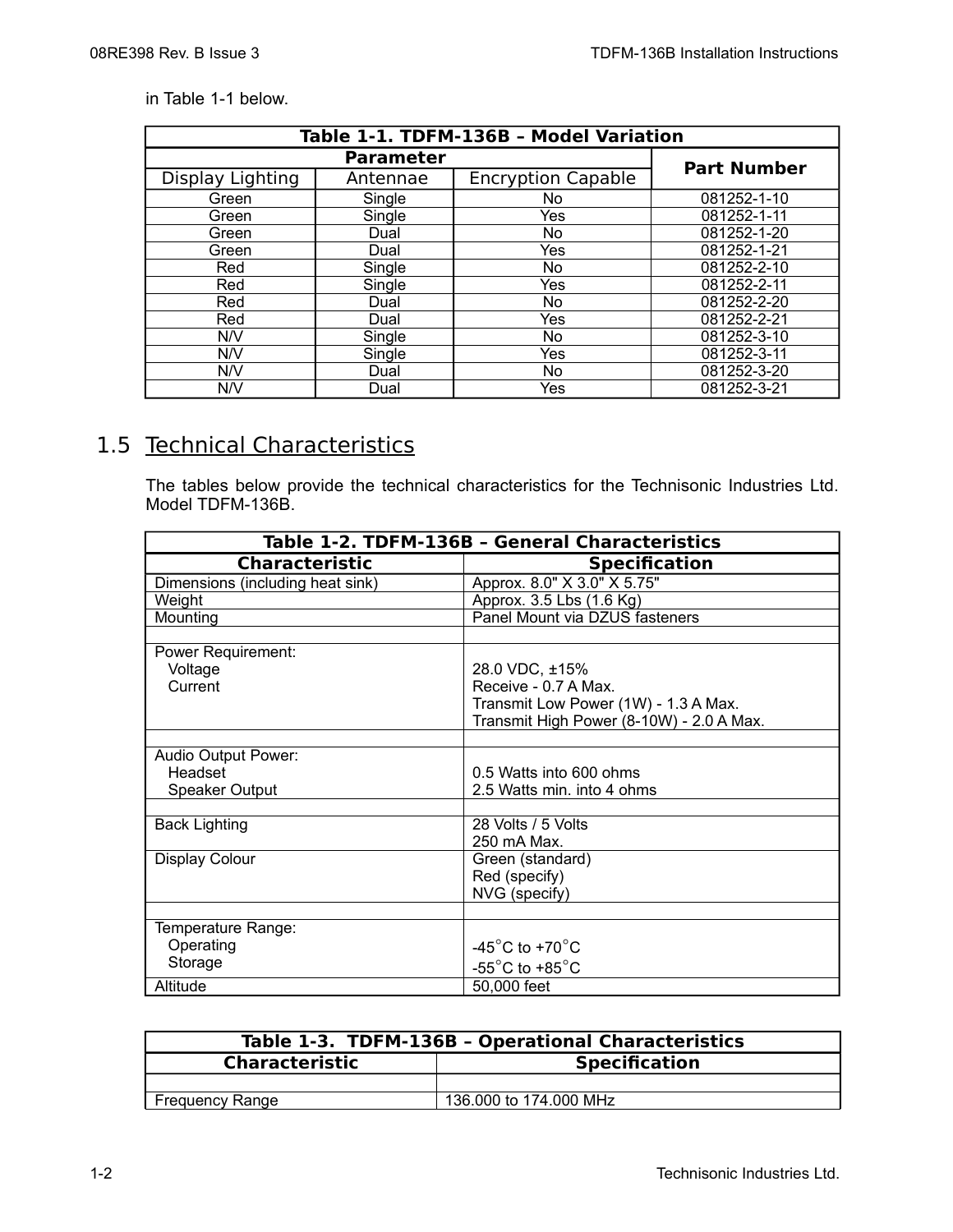in Table 1-1 below.

| Table 1-1. TDFM-136B – Model Variation | | | |
|---|---|---|---|
| **Parameter** | | | **Part Number** |
| Display Lighting | Antennae | Encryption Capable | |
| Green | Single | No | 081252-1-10 |
| Green | Single | Yes | 081252-1-11 |
| Green | Dual | No | 081252-1-20 |
| Green | Dual | Yes | 081252-1-21 |
| Red | Single | No | 081252-2-10 |
| Red | Single | Yes | 081252-2-11 |
| Red | Dual | No | 081252-2-20 |
| Red | Dual | Yes | 081252-2-21 |
| N/V | Single | No | 081252-3-10 |
| N/V | Single | Yes | 081252-3-11 |
| N/V | Dual | No | 081252-3-20 |
| N/V | Dual | Yes | 081252-3-21 |

## 1.5 Technical Characteristics

The tables below provide the technical characteristics for the Technisonic Industries Ltd. Model TDFM-136B.

| Table 1-2. TDFM-136B – General Characteristics | |
|---|---|
| **Characteristic** | **Specification** |
| Dimensions (including heat sink) | Approx. 8.0" X 3.0" X 5.75" |
| Weight | Approx. 3.5 Lbs (1.6 Kg) |
| Mounting | Panel Mount via DZUS fasteners |
| | |
| Power Requirement:<br>Voltage<br>Current | <br>28.0 VDC, ±15%<br>Receive - 0.7 A Max.<br>Transmit Low Power (1W) - 1.3 A Max.<br>Transmit High Power (8-10W) - 2.0 A Max. |
| | |
| Audio Output Power:<br>Headset<br>Speaker Output | <br>0.5 Watts into 600 ohms<br>2.5 Watts min. into 4 ohms |
| | |
| Back Lighting | 28 Volts / 5 Volts<br>250 mA Max. |
| Display Colour | Green (standard)<br>Red (specify)<br>NVG (specify) |
| | |
| Temperature Range:<br>Operating<br>Storage | <br>-45°C to +70°C<br>-55°C to +85°C |
| Altitude | 50,000 feet |

| Table 1-3. TDFM-136B – Operational Characteristics | |
|---|---|
| **Characteristic** | **Specification** |
| | |
| Frequency Range | 136.000 to 174.000 MHz |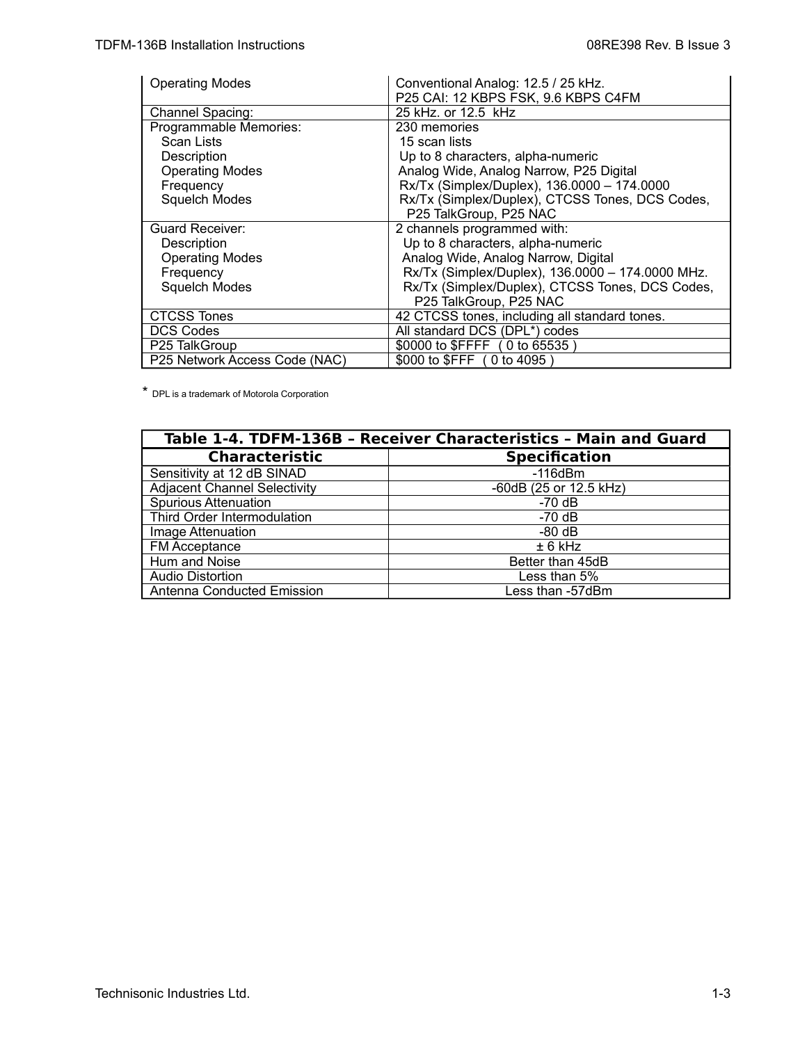| | |
|---|---|
| Operating Modes | Conventional Analog: 12.5 / 25 kHz.<br>P25 CAI: 12 KBPS FSK, 9.6 KBPS C4FM |
| Channel Spacing: | 25 kHz. or 12.5 kHz |
| Programmable Memories:<br>Scan Lists<br>Description<br>Operating Modes<br>Frequency<br>Squelch Modes | 230 memories<br>15 scan lists<br>Up to 8 characters, alpha-numeric<br>Analog Wide, Analog Narrow, P25 Digital<br>Rx/Tx (Simplex/Duplex), 136.0000 – 174.0000<br>Rx/Tx (Simplex/Duplex), CTCSS Tones, DCS Codes, P25 TalkGroup, P25 NAC |
| Guard Receiver:<br>Description<br>Operating Modes<br>Frequency<br>Squelch Modes | 2 channels programmed with:<br>Up to 8 characters, alpha-numeric<br>Analog Wide, Analog Narrow, Digital<br>Rx/Tx (Simplex/Duplex), 136.0000 – 174.0000 MHz.<br>Rx/Tx (Simplex/Duplex), CTCSS Tones, DCS Codes, P25 TalkGroup, P25 NAC |
| CTCSS Tones | 42 CTCSS tones, including all standard tones. |
| DCS Codes | All standard DCS (DPL*) codes |
| P25 TalkGroup | $0000 to $FFFF ( 0 to 65535 ) |
| P25 Network Access Code (NAC) | $000 to $FFF ( 0 to 4095 ) |

* DPL is a trademark of Motorola Corporation

**Table 1-4. TDFM-136B – Receiver Characteristics – Main and Guard**

| Characteristic | Specification |
|---|---|
| Sensitivity at 12 dB SINAD | -116dBm |
| Adjacent Channel Selectivity | -60dB (25 or 12.5 kHz) |
| Spurious Attenuation | -70 dB |
| Third Order Intermodulation | -70 dB |
| Image Attenuation | -80 dB |
| FM Acceptance | ± 6 kHz |
| Hum and Noise | Better than 45dB |
| Audio Distortion | Less than 5% |
| Antenna Conducted Emission | Less than -57dBm |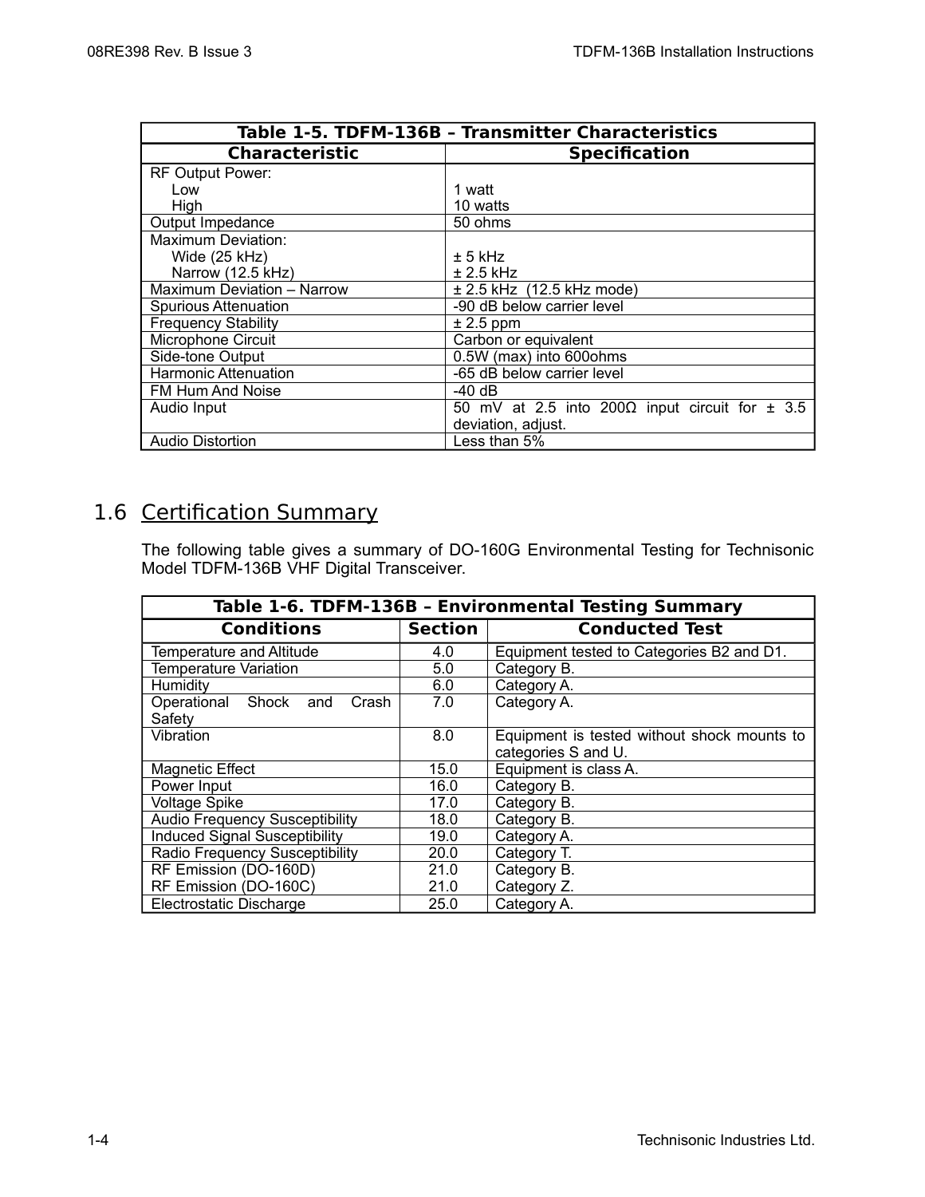| Table 1-5. TDFM-136B – Transmitter Characteristics | |
|---|---|
| **Characteristic** | **Specification** |
| RF Output Power:<br>Low<br>High | <br>1 watt<br>10 watts |
| Output Impedance | 50 ohms |
| Maximum Deviation:<br>Wide (25 kHz)<br>Narrow (12.5 kHz) | <br>± 5 kHz<br>± 2.5 kHz |
| Maximum Deviation – Narrow | ± 2.5 kHz (12.5 kHz mode) |
| Spurious Attenuation | -90 dB below carrier level |
| Frequency Stability | ± 2.5 ppm |
| Microphone Circuit | Carbon or equivalent |
| Side-tone Output | 0.5W (max) into 600ohms |
| Harmonic Attenuation | -65 dB below carrier level |
| FM Hum And Noise | -40 dB |
| Audio Input | 50 mV at 2.5 into 200Ω input circuit for ± 3.5 deviation, adjust. |
| Audio Distortion | Less than 5% |

## 1.6 Certification Summary

The following table gives a summary of DO-160G Environmental Testing for Technisonic Model TDFM-136B VHF Digital Transceiver.

| Table 1-6. TDFM-136B – Environmental Testing Summary | | |
|---|---|---|
| **Conditions** | **Section** | **Conducted Test** |
| Temperature and Altitude | 4.0 | Equipment tested to Categories B2 and D1. |
| Temperature Variation | 5.0 | Category B. |
| Humidity | 6.0 | Category A. |
| Operational Shock and Crash Safety | 7.0 | Category A. |
| Vibration | 8.0 | Equipment is tested without shock mounts to categories S and U. |
| Magnetic Effect | 15.0 | Equipment is class A. |
| Power Input | 16.0 | Category B. |
| Voltage Spike | 17.0 | Category B. |
| Audio Frequency Susceptibility | 18.0 | Category B. |
| Induced Signal Susceptibility | 19.0 | Category A. |
| Radio Frequency Susceptibility | 20.0 | Category T. |
| RF Emission (DO-160D)<br>RF Emission (DO-160C) | 21.0<br>21.0 | Category B.<br>Category Z. |
| Electrostatic Discharge | 25.0 | Category A. |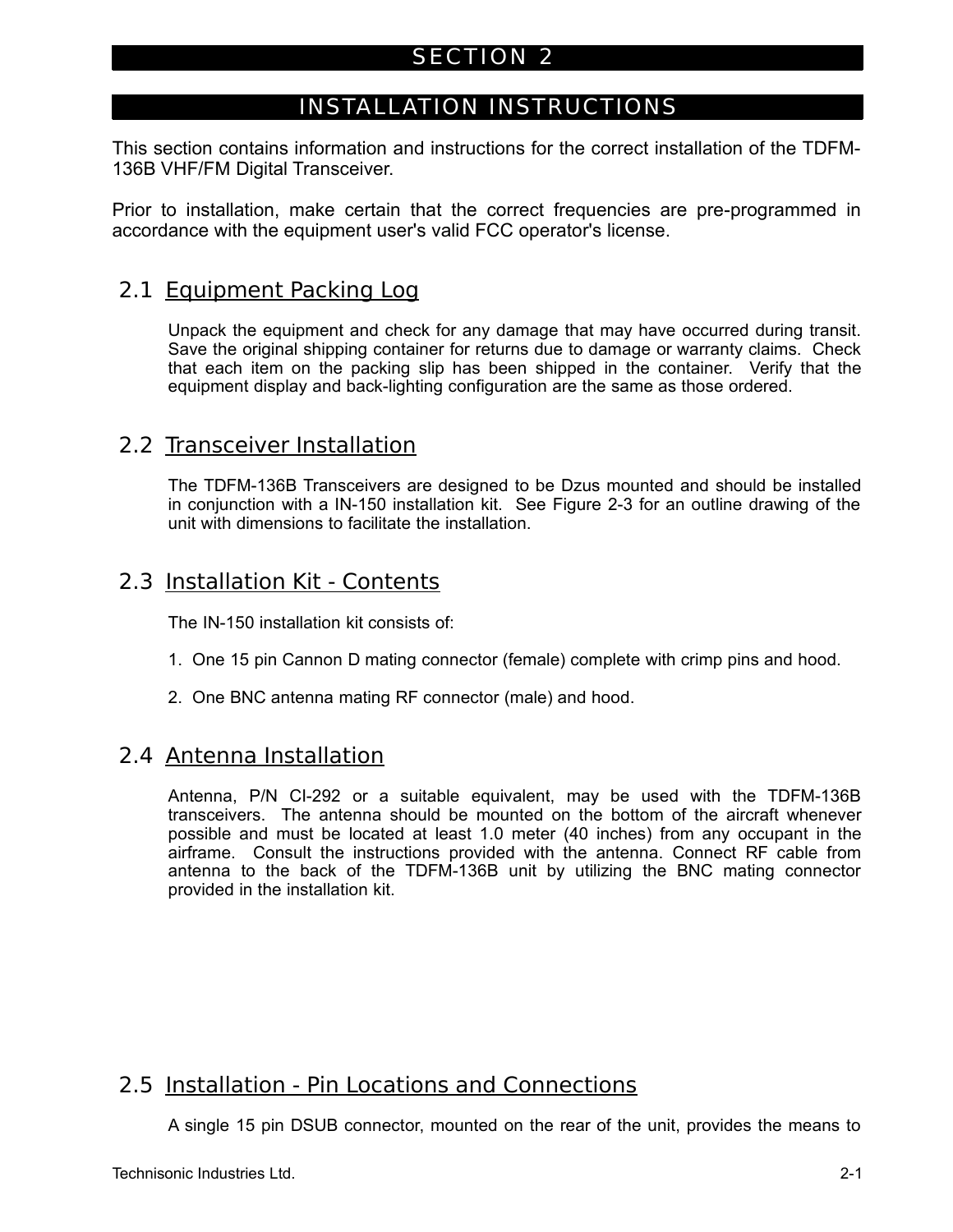# SECTION 2

# INSTALLATION INSTRUCTIONS

This section contains information and instructions for the correct installation of the TDFM-136B VHF/FM Digital Transceiver.

Prior to installation, make certain that the correct frequencies are pre-programmed in accordance with the equipment user's valid FCC operator's license.

## 2.1 Equipment Packing Log

Unpack the equipment and check for any damage that may have occurred during transit. Save the original shipping container for returns due to damage or warranty claims. Check that each item on the packing slip has been shipped in the container. Verify that the equipment display and back-lighting configuration are the same as those ordered.

## 2.2 Transceiver Installation

The TDFM-136B Transceivers are designed to be Dzus mounted and should be installed in conjunction with a IN-150 installation kit. See Figure 2-3 for an outline drawing of the unit with dimensions to facilitate the installation.

## 2.3 Installation Kit - Contents

The IN-150 installation kit consists of:

1. One 15 pin Cannon D mating connector (female) complete with crimp pins and hood.

2. One BNC antenna mating RF connector (male) and hood.

## 2.4 Antenna Installation

Antenna, P/N CI-292 or a suitable equivalent, may be used with the TDFM-136B transceivers. The antenna should be mounted on the bottom of the aircraft whenever possible and must be located at least 1.0 meter (40 inches) from any occupant in the airframe. Consult the instructions provided with the antenna. Connect RF cable from antenna to the back of the TDFM-136B unit by utilizing the BNC mating connector provided in the installation kit.

## 2.5 Installation - Pin Locations and Connections

A single 15 pin DSUB connector, mounted on the rear of the unit, provides the means to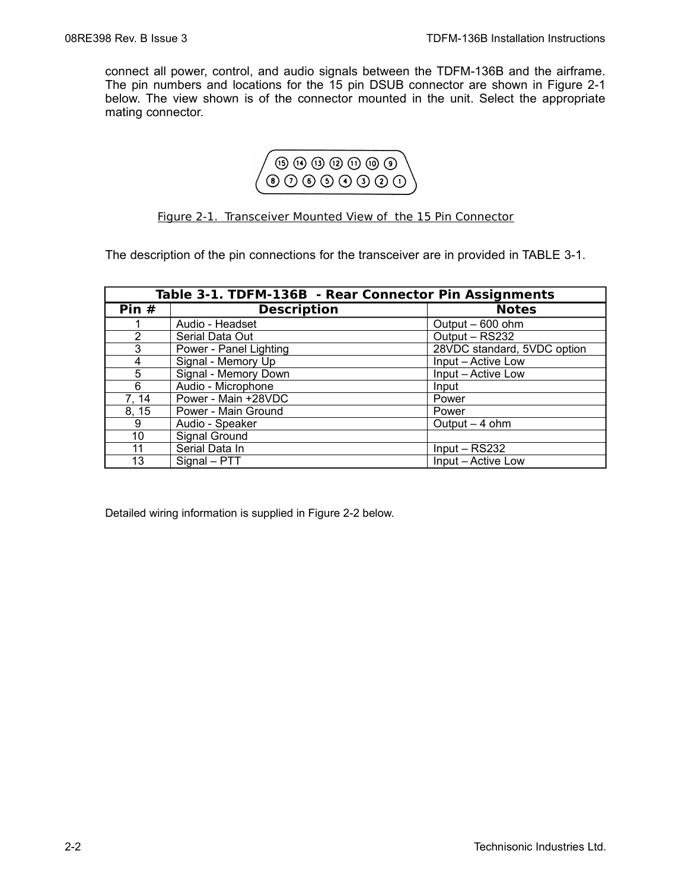connect all power, control, and audio signals between the TDFM-136B and the airframe. The pin numbers and locations for the 15 pin DSUB connector are shown in Figure 2-1 below. The view shown is of the connector mounted in the unit. Select the appropriate mating connector.

Figure 2-1. Transceiver Mounted View of the 15 Pin Connector

The description of the pin connections for the transceiver are in provided in TABLE 3-1.

**Table 3-1. TDFM-136B - Rear Connector Pin Assignments**

| Pin # | Description | Notes |
|---|---|---|
| 1 | Audio - Headset | Output – 600 ohm |
| 2 | Serial Data Out | Output – RS232 |
| 3 | Power - Panel Lighting | 28VDC standard, 5VDC option |
| 4 | Signal - Memory Up | Input – Active Low |
| 5 | Signal - Memory Down | Input – Active Low |
| 6 | Audio - Microphone | Input |
| 7, 14 | Power - Main +28VDC | Power |
| 8, 15 | Power - Main Ground | Power |
| 9 | Audio - Speaker | Output – 4 ohm |
| 10 | Signal Ground | |
| 11 | Serial Data In | Input – RS232 |
| 13 | Signal – PTT | Input – Active Low |

Detailed wiring information is supplied in Figure 2-2 below.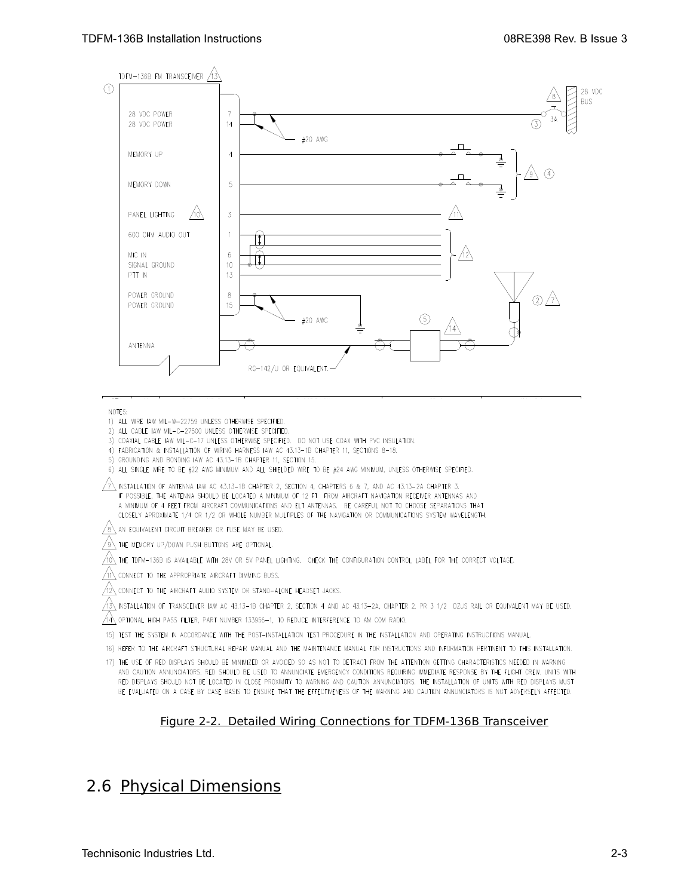TDFM-136B FM TRANSCEIVER [13]

| Pin | Function |
| --- | --- |
| 7 | 28 VDC POWER |
| 14 | 28 VDC POWER |
| 4 | MEMORY UP |
| 5 | MEMORY DOWN |
| 3 | PANEL LIGHTING [10] |
| 1 | 600 OHM AUDIO OUT |
| 6 | MIC IN |
| 10 | SIGNAL GROUND |
| 13 | PTT IN |
| 8 | POWER GROUND |
| 15 | POWER GROUND |
| | ANTENNA |

Diagram callouts: #20 AWG; 28 VDC BUS; 3A; RG-142/U OR EQUIVALENT; reference marks (1) through (5) and notes [7], [8], [9], [11], [12], [14].

NOTES:

1) ALL WIRE IAW MIL-W-22759 UNLESS OTHERWISE SPECIFIED.
2) ALL CABLE IAW MIL-C-27500 UNLESS OTHERWISE SPECIFIED.
3) COAXIAL CABLE IAW MIL-C-17 UNLESS OTHERWISE SPECIFIED. DO NOT USE COAX WITH PVC INSULATION.
4) FABRICATION & INSTALLATION OF WIRING HARNESS IAW AC 43.13-1B CHAPTER 11, SECTIONS 8-18.
5) GROUNDING AND BONDING IAW AC 43.13-1B CHAPTER 11, SECTION 15.
6) ALL SINGLE WIRE TO BE #22 AWG MINIMUM AND ALL SHIELDED WIRE TO BE #24 AWG MINIMUM, UNLESS OTHERWISE SPECIFIED.
7) INSTALLATION OF ANTENNA IAW AC 43.13-1B CHAPTER 2, SECTION 4, CHAPTERS 6 & 7, AND AC 43.13-2A CHAPTER 3. IF POSSIBLE, THE ANTENNA SHOULD BE LOCATED A MINIMUM OF 12 FT. FROM AIRCRAFT NAVIGATION RECEIVER ANTENNAS AND A MINIMUM OF 4 FEET FROM AIRCRAFT COMMUNICATIONS AND ELT ANTENNAS. BE CAREFUL NOT TO CHOOSE SEPARATIONS THAT CLOSELY APROXIMATE 1/4 OR 1/2 OR WHOLE NUMBER MULTIPLES OF THE NAVIGATION OR COMMUNICATIONS SYSTEM WAVELENGTH.
8) AN EQUIVALENT CIRCUIT BREAKER OR FUSE MAY BE USED.
9) THE MEMORY UP/DOWN PUSH BUTTONS ARE OPTIONAL.
10) THE TDFM-136B IS AVAILABLE WITH 28V OR 5V PANEL LIGHTING. CHECK THE CONFIGURATION CONTROL LABEL FOR THE CORRECT VOLTAGE.
11) CONNECT TO THE APPROPRIATE AIRCRAFT DIMMING BUSS.
12) CONNECT TO THE AIRCRAFT AUDIO SYSTEM OR STAND-ALONE HEADSET JACKS.
13) INSTALLATION OF TRANSCEIVER IAW AC 43.13-1B CHAPTER 2, SECTION 4 AND AC 43.13-2A, CHAPTER 2. PR 3 1/2 DZUS RAIL OR EQUIVALENT MAY BE USED.
14) OPTIONAL HIGH PASS FILTER, PART NUMBER 133956-1, TO REDUCE INTERFERENCE TO AM COM RADIO.
15) TEST THE SYSTEM IN ACCORDANCE WITH THE POST-INSTALLATION TEST PROCEDURE IN THE INSTALLATION AND OPERATING INSTRUCTIONS MANUAL.
16) REFER TO THE AIRCRAFT STRUCTURAL REPAIR MANUAL AND THE MAINTENANCE MANUAL FOR INSTRUCTIONS AND INFORMATION PERTINENT TO THIS INSTALLATION.
17) THE USE OF RED DISPLAYS SHOULD BE MINIMIZED OR AVOIDED SO AS NOT TO DETRACT FROM THE ATTENTION GETTING CHARACTERISTICS NEEDED IN WARNING AND CAUTION ANNUNCIATORS. RED SHOULD BE USED TO ANNUNCIATE EMERGENCY CONDITIONS REQUIRING IMMEDIATE RESPONSE BY THE FLIGHT CREW. UNITS WITH RED DISPLAYS SHOULD NOT BE LOCATED IN CLOSE PROXIMITY TO WARNING AND CAUTION ANNUNCIATORS. THE INSTALLATION OF UNITS WITH RED DISPLAYS MUST BE EVALUATED ON A CASE BY CASE BASIS TO ENSURE THAT THE EFFECTIVENESS OF THE WARNING AND CAUTION ANNUNCIATORS IS NOT ADVERSELY AFFECTED.

Figure 2-2. Detailed Wiring Connections for TDFM-136B Transceiver

## 2.6 Physical Dimensions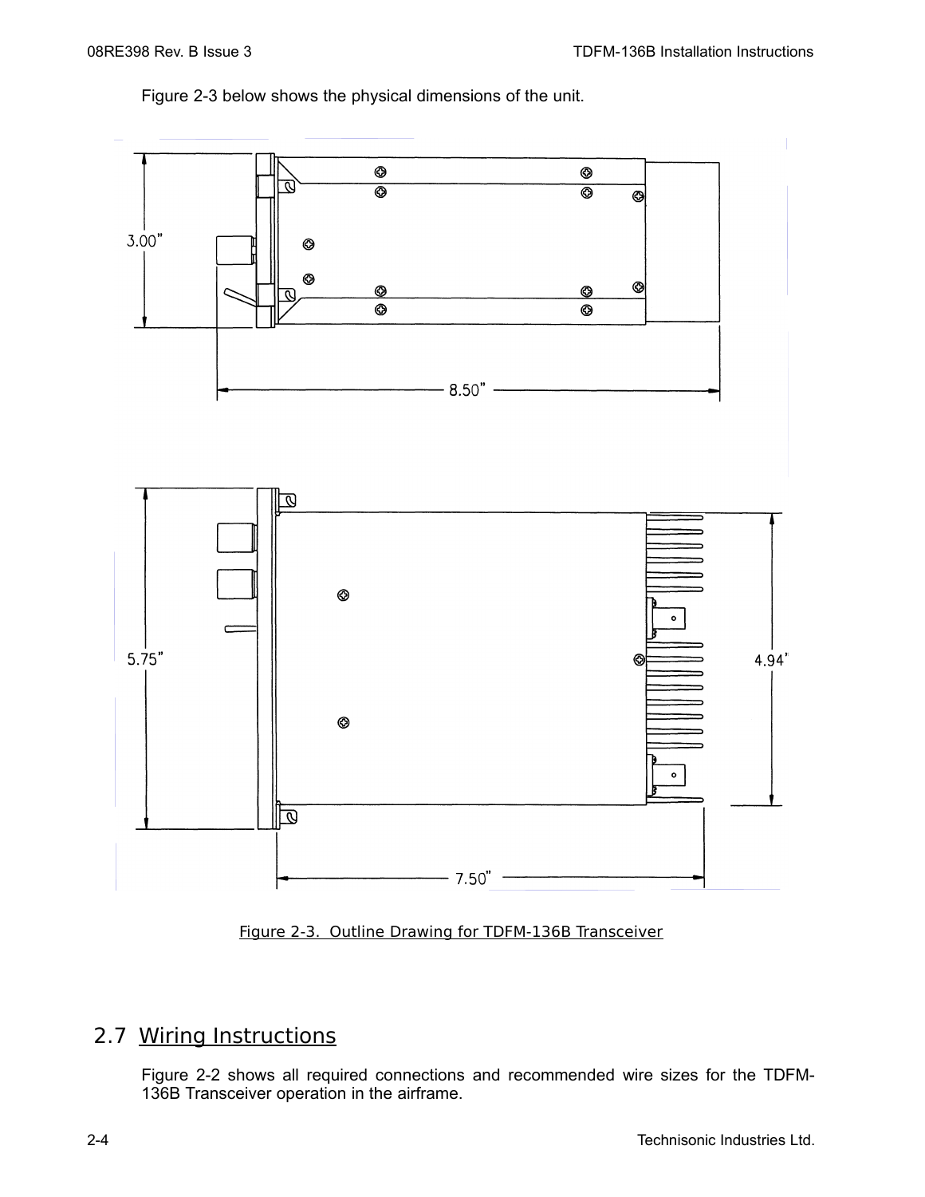Figure 2-3 below shows the physical dimensions of the unit.

Figure 2-3. Outline Drawing for TDFM-136B Transceiver

## 2.7 Wiring Instructions

Figure 2-2 shows all required connections and recommended wire sizes for the TDFM-136B Transceiver operation in the airframe.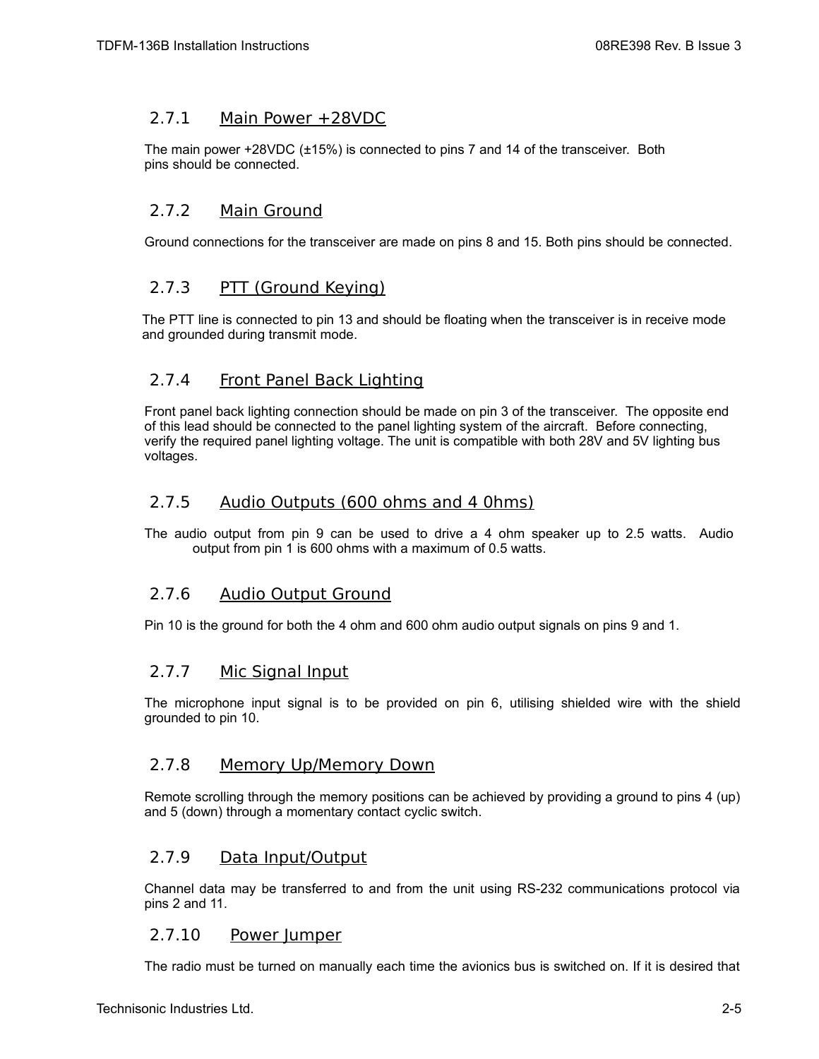### 2.7.1 Main Power +28VDC

The main power +28VDC (±15%) is connected to pins 7 and 14 of the transceiver. Both pins should be connected.

### 2.7.2 Main Ground

Ground connections for the transceiver are made on pins 8 and 15. Both pins should be connected.

### 2.7.3 PTT (Ground Keying)

The PTT line is connected to pin 13 and should be floating when the transceiver is in receive mode and grounded during transmit mode.

### 2.7.4 Front Panel Back Lighting

Front panel back lighting connection should be made on pin 3 of the transceiver. The opposite end of this lead should be connected to the panel lighting system of the aircraft. Before connecting, verify the required panel lighting voltage. The unit is compatible with both 28V and 5V lighting bus voltages.

### 2.7.5 Audio Outputs (600 ohms and 4 0hms)

The audio output from pin 9 can be used to drive a 4 ohm speaker up to 2.5 watts. Audio output from pin 1 is 600 ohms with a maximum of 0.5 watts.

### 2.7.6 Audio Output Ground

Pin 10 is the ground for both the 4 ohm and 600 ohm audio output signals on pins 9 and 1.

### 2.7.7 Mic Signal Input

The microphone input signal is to be provided on pin 6, utilising shielded wire with the shield grounded to pin 10.

### 2.7.8 Memory Up/Memory Down

Remote scrolling through the memory positions can be achieved by providing a ground to pins 4 (up) and 5 (down) through a momentary contact cyclic switch.

### 2.7.9 Data Input/Output

Channel data may be transferred to and from the unit using RS-232 communications protocol via pins 2 and 11.

### 2.7.10 Power Jumper

The radio must be turned on manually each time the avionics bus is switched on. If it is desired that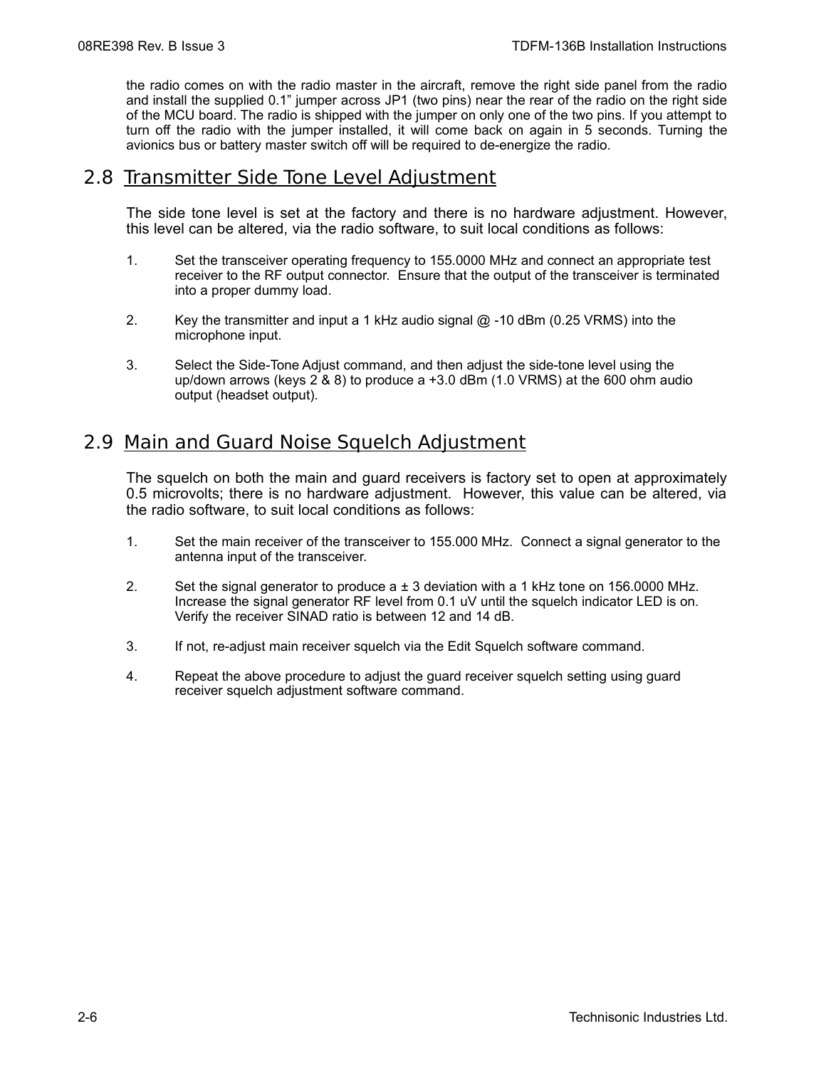the radio comes on with the radio master in the aircraft, remove the right side panel from the radio and install the supplied 0.1” jumper across JP1 (two pins) near the rear of the radio on the right side of the MCU board. The radio is shipped with the jumper on only one of the two pins. If you attempt to turn off the radio with the jumper installed, it will come back on again in 5 seconds. Turning the avionics bus or battery master switch off will be required to de-energize the radio.

## 2.8 Transmitter Side Tone Level Adjustment

The side tone level is set at the factory and there is no hardware adjustment. However, this level can be altered, via the radio software, to suit local conditions as follows:

1. Set the transceiver operating frequency to 155.0000 MHz and connect an appropriate test receiver to the RF output connector. Ensure that the output of the transceiver is terminated into a proper dummy load.

2. Key the transmitter and input a 1 kHz audio signal @ -10 dBm (0.25 VRMS) into the microphone input.

3. Select the Side-Tone Adjust command, and then adjust the side-tone level using the up/down arrows (keys 2 & 8) to produce a +3.0 dBm (1.0 VRMS) at the 600 ohm audio output (headset output).

## 2.9 Main and Guard Noise Squelch Adjustment

The squelch on both the main and guard receivers is factory set to open at approximately 0.5 microvolts; there is no hardware adjustment. However, this value can be altered, via the radio software, to suit local conditions as follows:

1. Set the main receiver of the transceiver to 155.000 MHz. Connect a signal generator to the antenna input of the transceiver.

2. Set the signal generator to produce a ± 3 deviation with a 1 kHz tone on 156.0000 MHz. Increase the signal generator RF level from 0.1 uV until the squelch indicator LED is on. Verify the receiver SINAD ratio is between 12 and 14 dB.

3. If not, re-adjust main receiver squelch via the Edit Squelch software command.

4. Repeat the above procedure to adjust the guard receiver squelch setting using guard receiver squelch adjustment software command.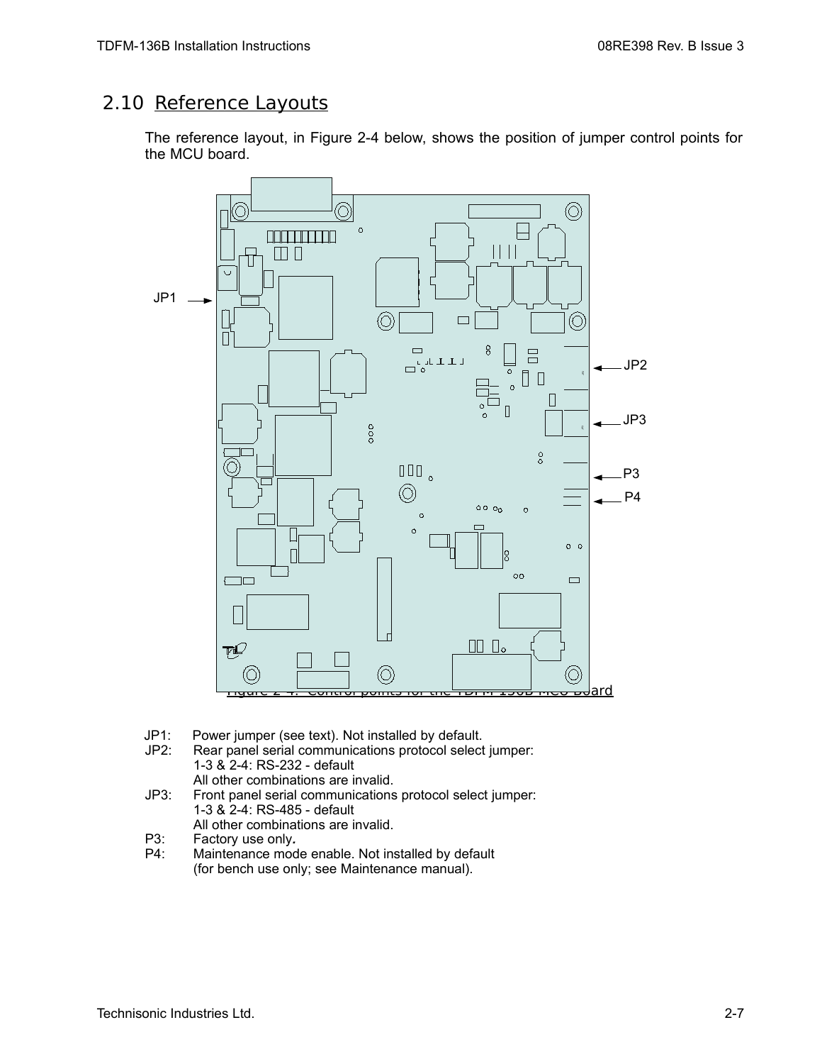## 2.10 Reference Layouts

The reference layout, in Figure 2-4 below, shows the position of jumper control points for the MCU board.

Figure 2-4: Control points for the TDFM-136B MCU Board

JP1: Power jumper (see text). Not installed by default.
JP2: Rear panel serial communications protocol select jumper:
1-3 & 2-4: RS-232 - default
All other combinations are invalid.
JP3: Front panel serial communications protocol select jumper:
1-3 & 2-4: RS-485 - default
All other combinations are invalid.
P3: Factory use only.
P4: Maintenance mode enable. Not installed by default
(for bench use only; see Maintenance manual).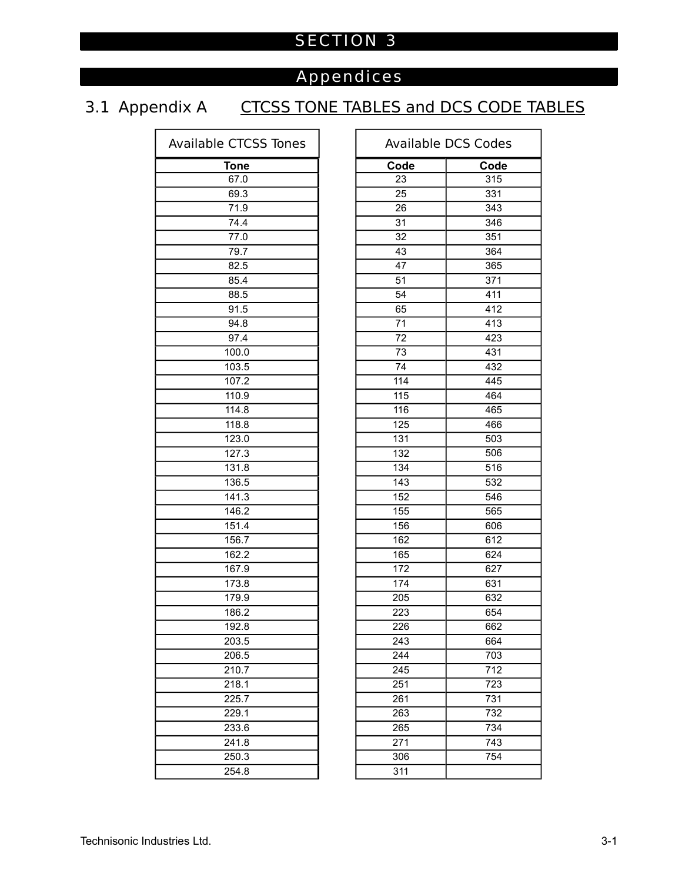# SECTION 3

## Appendices

### 3.1 Appendix A CTCSS TONE TABLES and DCS CODE TABLES

**Available CTCSS Tones**

| Tone |
|---|
| 67.0 |
| 69.3 |
| 71.9 |
| 74.4 |
| 77.0 |
| 79.7 |
| 82.5 |
| 85.4 |
| 88.5 |
| 91.5 |
| 94.8 |
| 97.4 |
| 100.0 |
| 103.5 |
| 107.2 |
| 110.9 |
| 114.8 |
| 118.8 |
| 123.0 |
| 127.3 |
| 131.8 |
| 136.5 |
| 141.3 |
| 146.2 |
| 151.4 |
| 156.7 |
| 162.2 |
| 167.9 |
| 173.8 |
| 179.9 |
| 186.2 |
| 192.8 |
| 203.5 |
| 206.5 |
| 210.7 |
| 218.1 |
| 225.7 |
| 229.1 |
| 233.6 |
| 241.8 |
| 250.3 |
| 254.8 |

**Available DCS Codes**

| Code | Code |
|---|---|
| 23 | 315 |
| 25 | 331 |
| 26 | 343 |
| 31 | 346 |
| 32 | 351 |
| 43 | 364 |
| 47 | 365 |
| 51 | 371 |
| 54 | 411 |
| 65 | 412 |
| 71 | 413 |
| 72 | 423 |
| 73 | 431 |
| 74 | 432 |
| 114 | 445 |
| 115 | 464 |
| 116 | 465 |
| 125 | 466 |
| 131 | 503 |
| 132 | 506 |
| 134 | 516 |
| 143 | 532 |
| 152 | 546 |
| 155 | 565 |
| 156 | 606 |
| 162 | 612 |
| 165 | 624 |
| 172 | 627 |
| 174 | 631 |
| 205 | 632 |
| 223 | 654 |
| 226 | 662 |
| 243 | 664 |
| 244 | 703 |
| 245 | 712 |
| 251 | 723 |
| 261 | 731 |
| 263 | 732 |
| 265 | 734 |
| 271 | 743 |
| 306 | 754 |
| 311 | |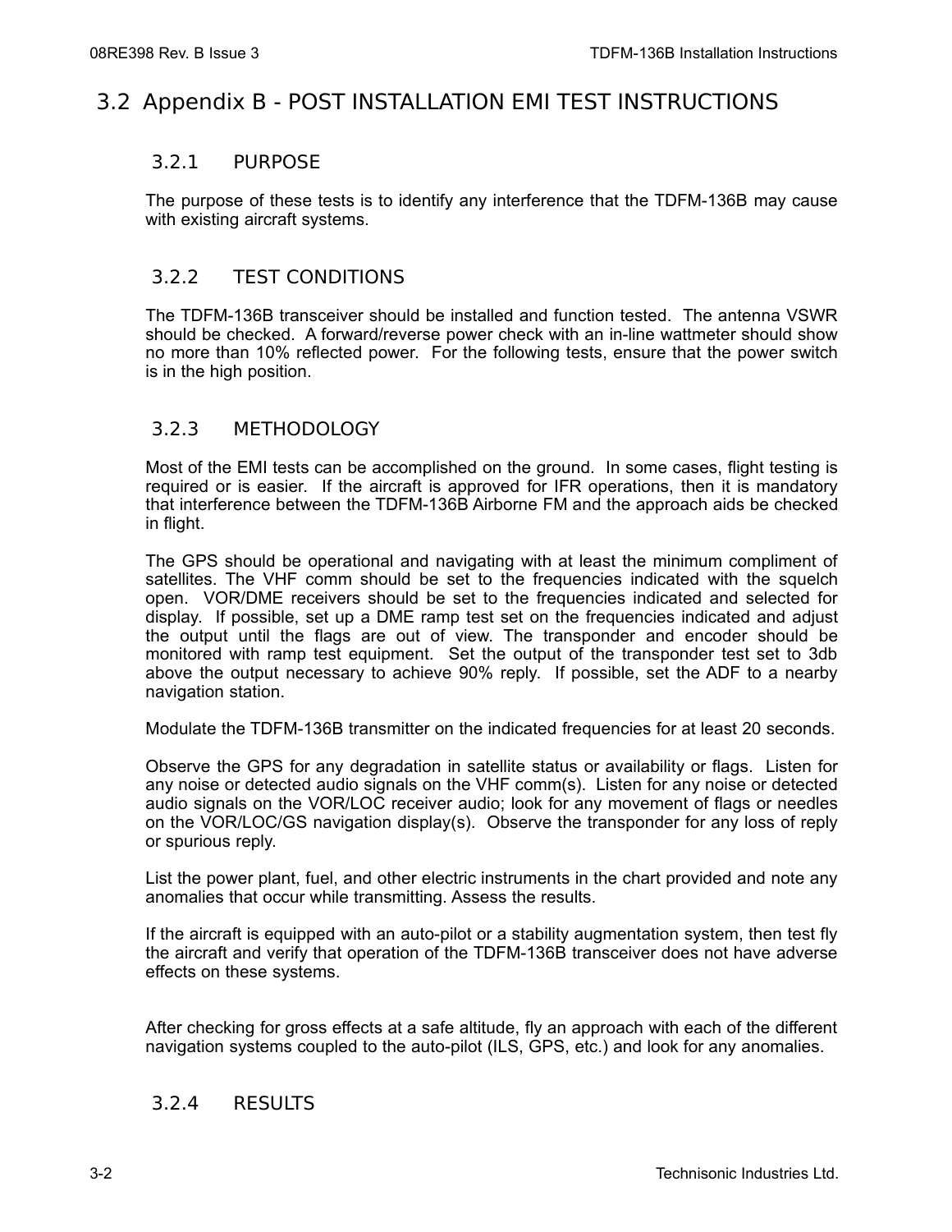## 3.2 Appendix B - POST INSTALLATION EMI TEST INSTRUCTIONS

### 3.2.1 PURPOSE

The purpose of these tests is to identify any interference that the TDFM-136B may cause with existing aircraft systems.

### 3.2.2 TEST CONDITIONS

The TDFM-136B transceiver should be installed and function tested. The antenna VSWR should be checked. A forward/reverse power check with an in-line wattmeter should show no more than 10% reflected power. For the following tests, ensure that the power switch is in the high position.

### 3.2.3 METHODOLOGY

Most of the EMI tests can be accomplished on the ground. In some cases, flight testing is required or is easier. If the aircraft is approved for IFR operations, then it is mandatory that interference between the TDFM-136B Airborne FM and the approach aids be checked in flight.

The GPS should be operational and navigating with at least the minimum compliment of satellites. The VHF comm should be set to the frequencies indicated with the squelch open. VOR/DME receivers should be set to the frequencies indicated and selected for display. If possible, set up a DME ramp test set on the frequencies indicated and adjust the output until the flags are out of view. The transponder and encoder should be monitored with ramp test equipment. Set the output of the transponder test set to 3db above the output necessary to achieve 90% reply. If possible, set the ADF to a nearby navigation station.

Modulate the TDFM-136B transmitter on the indicated frequencies for at least 20 seconds.

Observe the GPS for any degradation in satellite status or availability or flags. Listen for any noise or detected audio signals on the VHF comm(s). Listen for any noise or detected audio signals on the VOR/LOC receiver audio; look for any movement of flags or needles on the VOR/LOC/GS navigation display(s). Observe the transponder for any loss of reply or spurious reply.

List the power plant, fuel, and other electric instruments in the chart provided and note any anomalies that occur while transmitting. Assess the results.

If the aircraft is equipped with an auto-pilot or a stability augmentation system, then test fly the aircraft and verify that operation of the TDFM-136B transceiver does not have adverse effects on these systems.

After checking for gross effects at a safe altitude, fly an approach with each of the different navigation systems coupled to the auto-pilot (ILS, GPS, etc.) and look for any anomalies.

### 3.2.4 RESULTS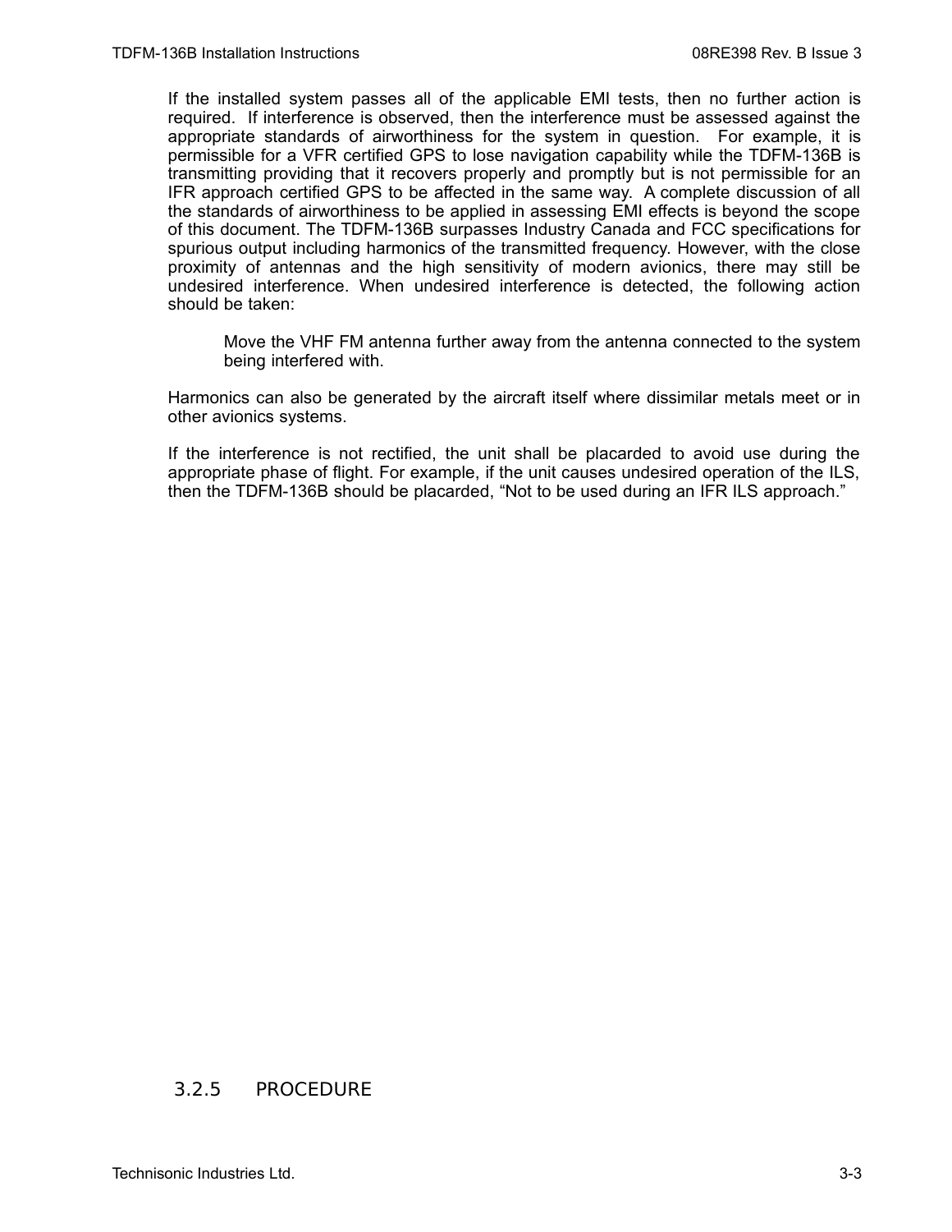If the installed system passes all of the applicable EMI tests, then no further action is required. If interference is observed, then the interference must be assessed against the appropriate standards of airworthiness for the system in question. For example, it is permissible for a VFR certified GPS to lose navigation capability while the TDFM-136B is transmitting providing that it recovers properly and promptly but is not permissible for an IFR approach certified GPS to be affected in the same way. A complete discussion of all the standards of airworthiness to be applied in assessing EMI effects is beyond the scope of this document. The TDFM-136B surpasses Industry Canada and FCC specifications for spurious output including harmonics of the transmitted frequency. However, with the close proximity of antennas and the high sensitivity of modern avionics, there may still be undesired interference. When undesired interference is detected, the following action should be taken:

> Move the VHF FM antenna further away from the antenna connected to the system being interfered with.

Harmonics can also be generated by the aircraft itself where dissimilar metals meet or in other avionics systems.

If the interference is not rectified, the unit shall be placarded to avoid use during the appropriate phase of flight. For example, if the unit causes undesired operation of the ILS, then the TDFM-136B should be placarded, “Not to be used during an IFR ILS approach.”

### 3.2.5 PROCEDURE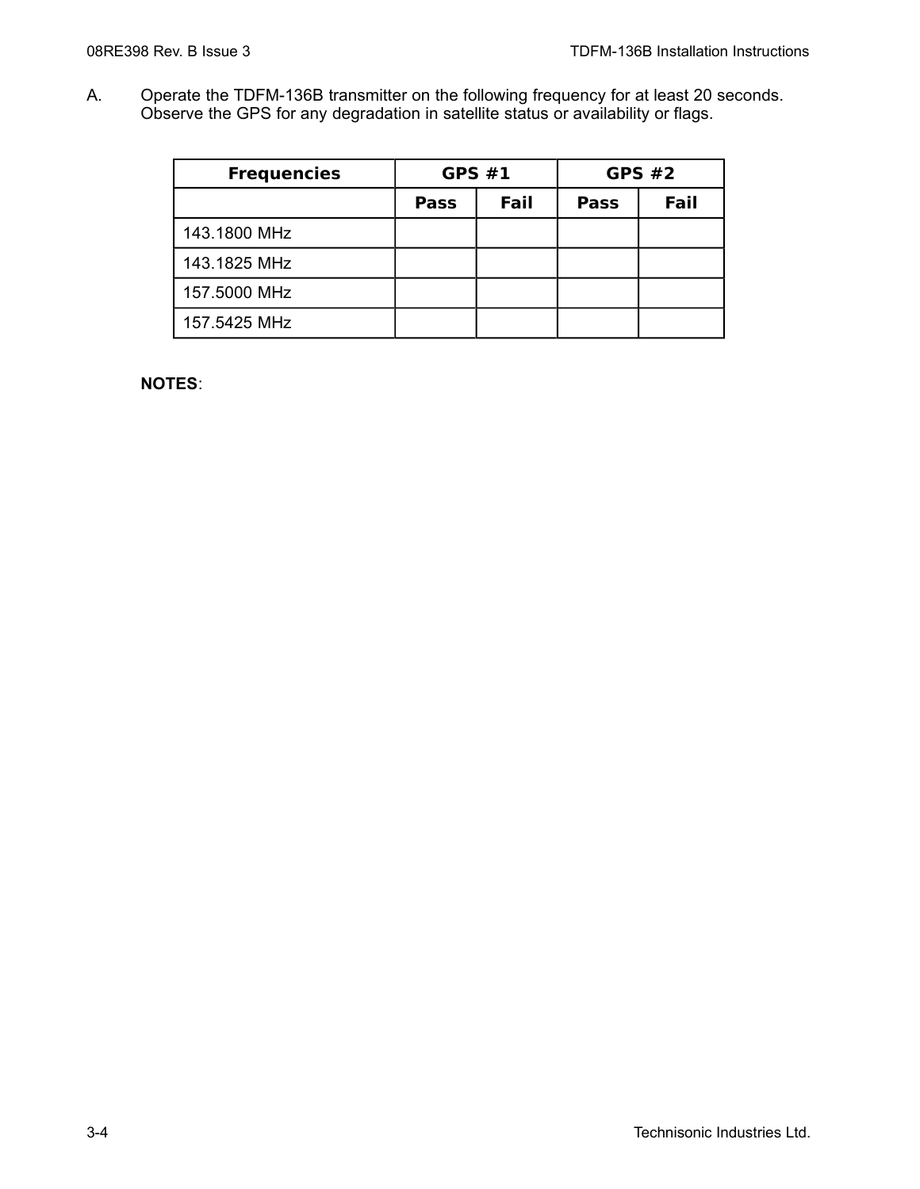A. Operate the TDFM-136B transmitter on the following frequency for at least 20 seconds. Observe the GPS for any degradation in satellite status or availability or flags.

| Frequencies | GPS #1 | | GPS #2 | |
|---|---|---|---|---|
| | Pass | Fail | Pass | Fail |
| 143.1800 MHz | | | | |
| 143.1825 MHz | | | | |
| 157.5000 MHz | | | | |
| 157.5425 MHz | | | | |

**NOTES**: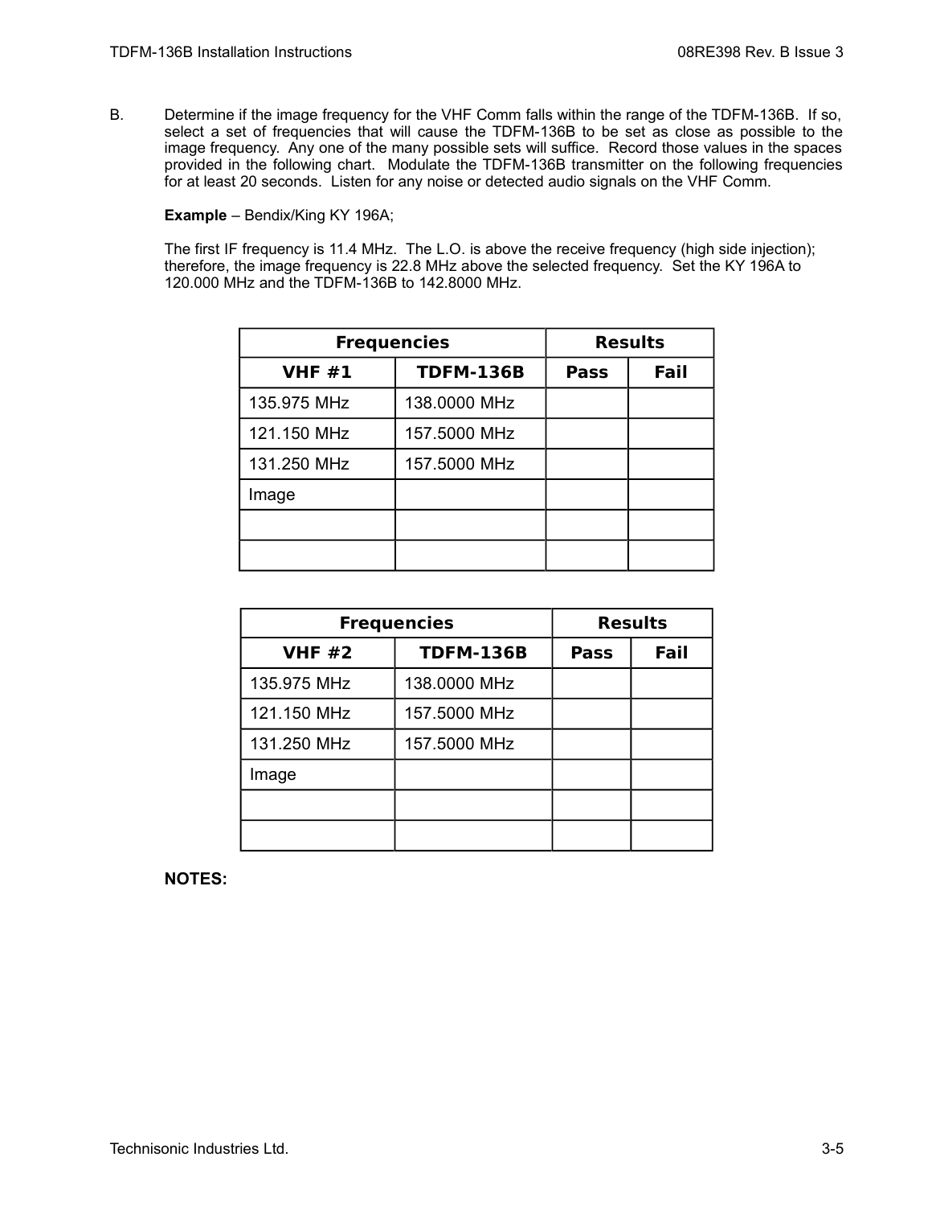B. Determine if the image frequency for the VHF Comm falls within the range of the TDFM-136B. If so, select a set of frequencies that will cause the TDFM-136B to be set as close as possible to the image frequency. Any one of the many possible sets will suffice. Record those values in the spaces provided in the following chart. Modulate the TDFM-136B transmitter on the following frequencies for at least 20 seconds. Listen for any noise or detected audio signals on the VHF Comm.

**Example** – Bendix/King KY 196A;

The first IF frequency is 11.4 MHz. The L.O. is above the receive frequency (high side injection); therefore, the image frequency is 22.8 MHz above the selected frequency. Set the KY 196A to 120.000 MHz and the TDFM-136B to 142.8000 MHz.

| Frequencies | | Results | |
|---|---|---|---|
| **VHF #1** | **TDFM-136B** | **Pass** | **Fail** |
| 135.975 MHz | 138.0000 MHz | | |
| 121.150 MHz | 157.5000 MHz | | |
| 131.250 MHz | 157.5000 MHz | | |
| Image | | | |
| | | | |
| | | | |

| Frequencies | | Results | |
|---|---|---|---|
| **VHF #2** | **TDFM-136B** | **Pass** | **Fail** |
| 135.975 MHz | 138.0000 MHz | | |
| 121.150 MHz | 157.5000 MHz | | |
| 131.250 MHz | 157.5000 MHz | | |
| Image | | | |
| | | | |
| | | | |

**NOTES:**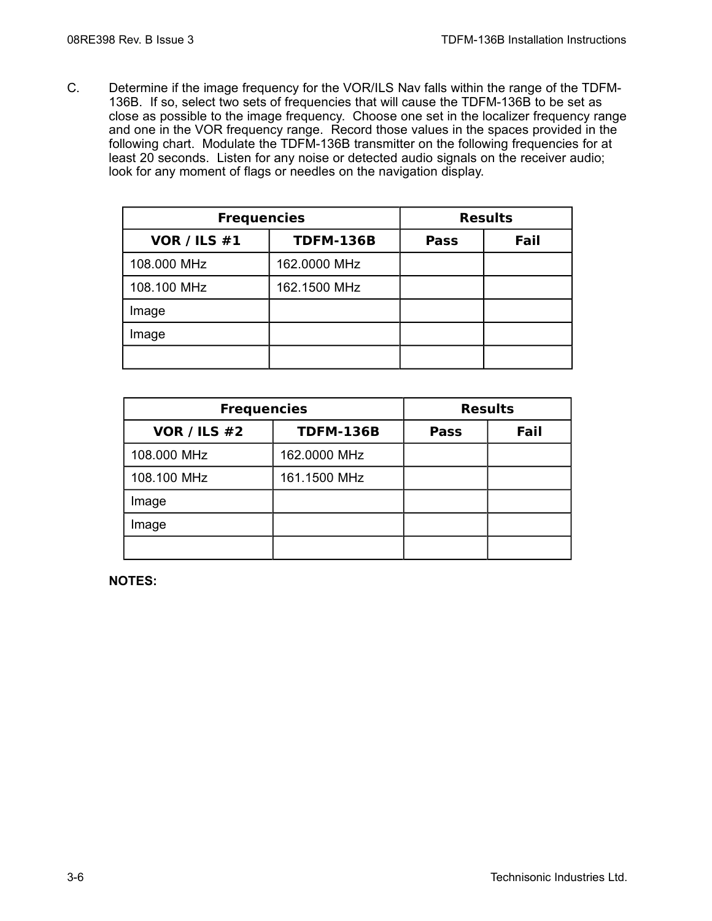C. Determine if the image frequency for the VOR/ILS Nav falls within the range of the TDFM-136B. If so, select two sets of frequencies that will cause the TDFM-136B to be set as close as possible to the image frequency. Choose one set in the localizer frequency range and one in the VOR frequency range. Record those values in the spaces provided in the following chart. Modulate the TDFM-136B transmitter on the following frequencies for at least 20 seconds. Listen for any noise or detected audio signals on the receiver audio; look for any moment of flags or needles on the navigation display.

| **Frequencies** | | **Results** | |
|---|---|---|---|
| **VOR / ILS #1** | **TDFM-136B** | **Pass** | **Fail** |
| 108.000 MHz | 162.0000 MHz | | |
| 108.100 MHz | 162.1500 MHz | | |
| Image | | | |
| Image | | | |
| | | | |

| **Frequencies** | | **Results** | |
|---|---|---|---|
| **VOR / ILS #2** | **TDFM-136B** | **Pass** | **Fail** |
| 108.000 MHz | 162.0000 MHz | | |
| 108.100 MHz | 161.1500 MHz | | |
| Image | | | |
| Image | | | |
| | | | |

**NOTES:**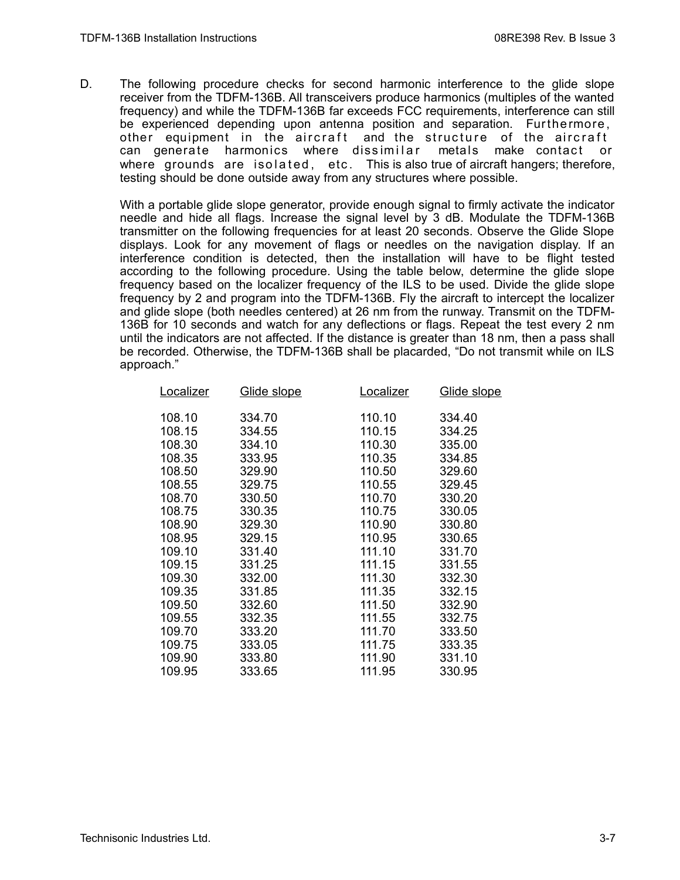D. The following procedure checks for second harmonic interference to the glide slope receiver from the TDFM-136B. All transceivers produce harmonics (multiples of the wanted frequency) and while the TDFM-136B far exceeds FCC requirements, interference can still be experienced depending upon antenna position and separation. Furthermore, other equipment in the aircraft and the structure of the aircraft can generate harmonics where dissimilar metals make contact or where grounds are isolated, etc. This is also true of aircraft hangers; therefore, testing should be done outside away from any structures where possible.

With a portable glide slope generator, provide enough signal to firmly activate the indicator needle and hide all flags. Increase the signal level by 3 dB. Modulate the TDFM-136B transmitter on the following frequencies for at least 20 seconds. Observe the Glide Slope displays. Look for any movement of flags or needles on the navigation display. If an interference condition is detected, then the installation will have to be flight tested according to the following procedure. Using the table below, determine the glide slope frequency based on the localizer frequency of the ILS to be used. Divide the glide slope frequency by 2 and program into the TDFM-136B. Fly the aircraft to intercept the localizer and glide slope (both needles centered) at 26 nm from the runway. Transmit on the TDFM-136B for 10 seconds and watch for any deflections or flags. Repeat the test every 2 nm until the indicators are not affected. If the distance is greater than 18 nm, then a pass shall be recorded. Otherwise, the TDFM-136B shall be placarded, “Do not transmit while on ILS approach.”

| Localizer | Glide slope | Localizer | Glide slope |
|---|---|---|---|
| 108.10 | 334.70 | 110.10 | 334.40 |
| 108.15 | 334.55 | 110.15 | 334.25 |
| 108.30 | 334.10 | 110.30 | 335.00 |
| 108.35 | 333.95 | 110.35 | 334.85 |
| 108.50 | 329.90 | 110.50 | 329.60 |
| 108.55 | 329.75 | 110.55 | 329.45 |
| 108.70 | 330.50 | 110.70 | 330.20 |
| 108.75 | 330.35 | 110.75 | 330.05 |
| 108.90 | 329.30 | 110.90 | 330.80 |
| 108.95 | 329.15 | 110.95 | 330.65 |
| 109.10 | 331.40 | 111.10 | 331.70 |
| 109.15 | 331.25 | 111.15 | 331.55 |
| 109.30 | 332.00 | 111.30 | 332.30 |
| 109.35 | 331.85 | 111.35 | 332.15 |
| 109.50 | 332.60 | 111.50 | 332.90 |
| 109.55 | 332.35 | 111.55 | 332.75 |
| 109.70 | 333.20 | 111.70 | 333.50 |
| 109.75 | 333.05 | 111.75 | 333.35 |
| 109.90 | 333.80 | 111.90 | 331.10 |
| 109.95 | 333.65 | 111.95 | 330.95 |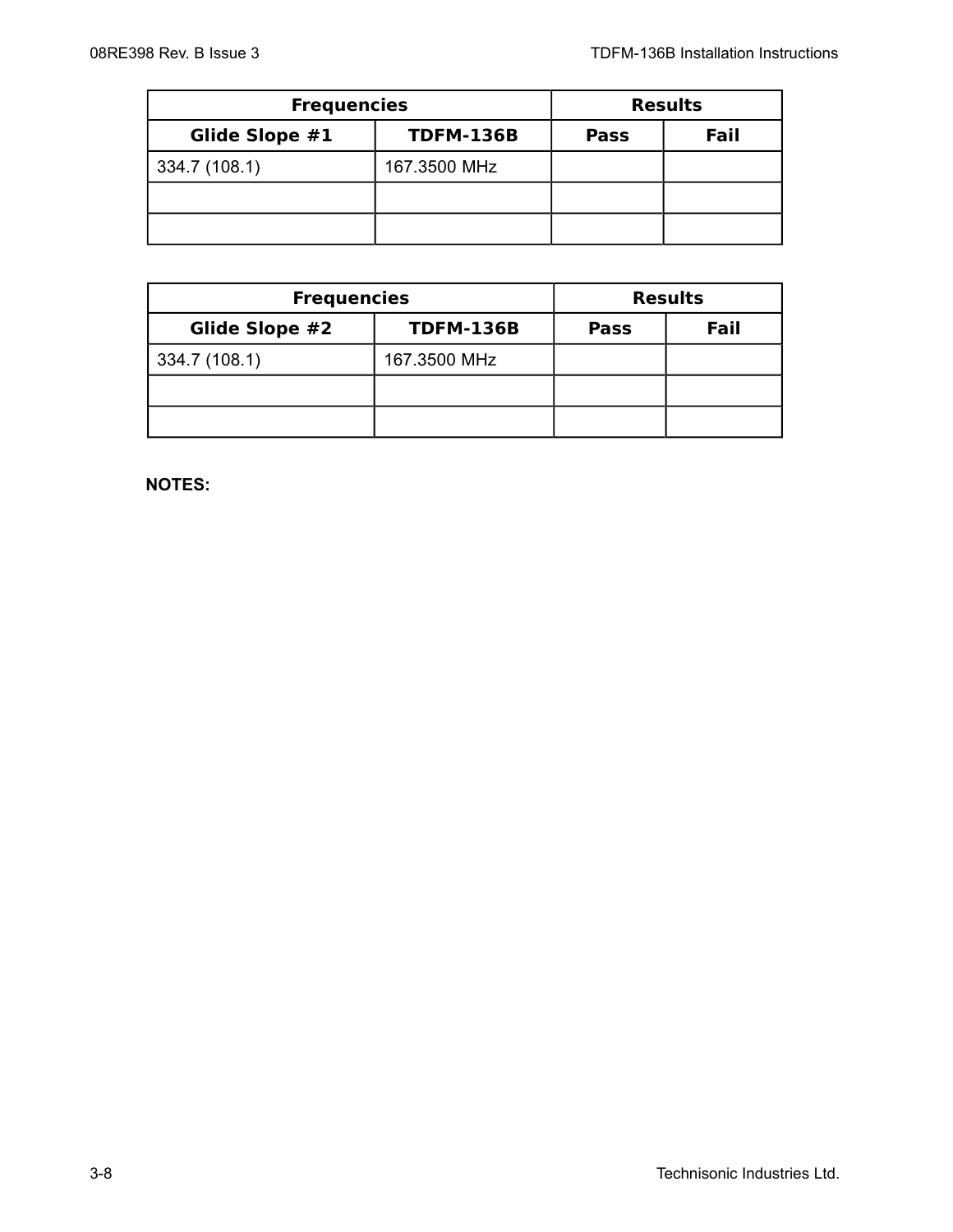| Frequencies | | Results | |
|---|---|---|---|
| **Glide Slope #1** | **TDFM-136B** | **Pass** | **Fail** |
| 334.7 (108.1) | 167.3500 MHz | | |
| | | | |
| | | | |

| Frequencies | | Results | |
|---|---|---|---|
| **Glide Slope #2** | **TDFM-136B** | **Pass** | **Fail** |
| 334.7 (108.1) | 167.3500 MHz | | |
| | | | |
| | | | |

**NOTES:**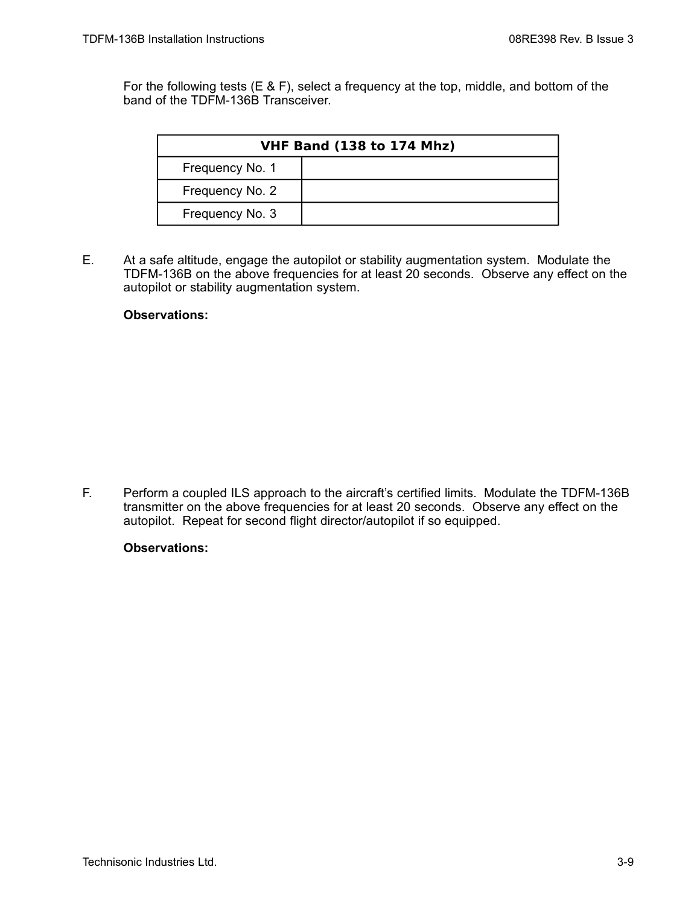For the following tests (E & F), select a frequency at the top, middle, and bottom of the band of the TDFM-136B Transceiver.

| **VHF Band (138 to 174 Mhz)** | |
|---|---|
| Frequency No. 1 | |
| Frequency No. 2 | |
| Frequency No. 3 | |

E. At a safe altitude, engage the autopilot or stability augmentation system. Modulate the TDFM-136B on the above frequencies for at least 20 seconds. Observe any effect on the autopilot or stability augmentation system.

**Observations:**

F. Perform a coupled ILS approach to the aircraft's certified limits. Modulate the TDFM-136B transmitter on the above frequencies for at least 20 seconds. Observe any effect on the autopilot. Repeat for second flight director/autopilot if so equipped.

**Observations:**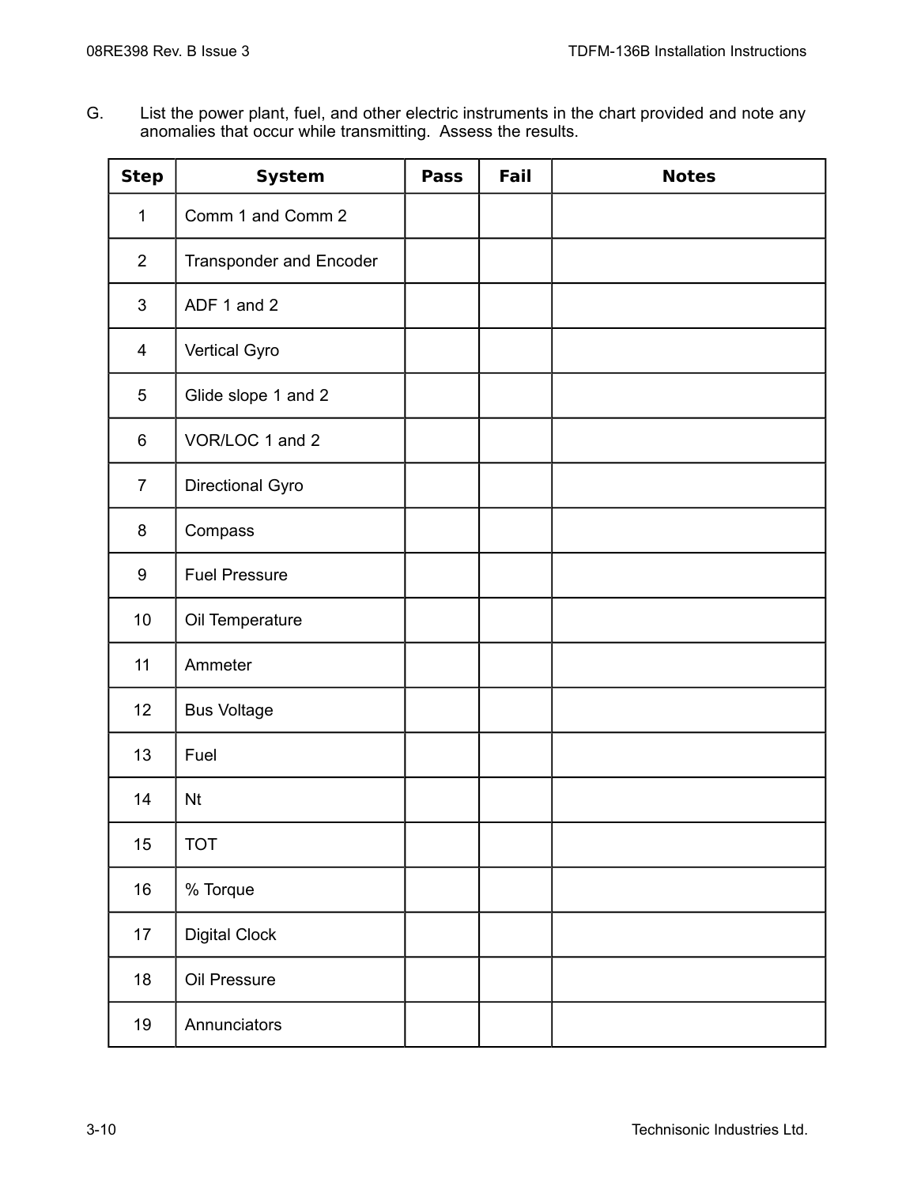G. List the power plant, fuel, and other electric instruments in the chart provided and note any anomalies that occur while transmitting. Assess the results.

| Step | System | Pass | Fail | Notes |
|---|---|---|---|---|
| 1 | Comm 1 and Comm 2 | | | |
| 2 | Transponder and Encoder | | | |
| 3 | ADF 1 and 2 | | | |
| 4 | Vertical Gyro | | | |
| 5 | Glide slope 1 and 2 | | | |
| 6 | VOR/LOC 1 and 2 | | | |
| 7 | Directional Gyro | | | |
| 8 | Compass | | | |
| 9 | Fuel Pressure | | | |
| 10 | Oil Temperature | | | |
| 11 | Ammeter | | | |
| 12 | Bus Voltage | | | |
| 13 | Fuel | | | |
| 14 | Nt | | | |
| 15 | TOT | | | |
| 16 | % Torque | | | |
| 17 | Digital Clock | | | |
| 18 | Oil Pressure | | | |
| 19 | Annunciators | | | |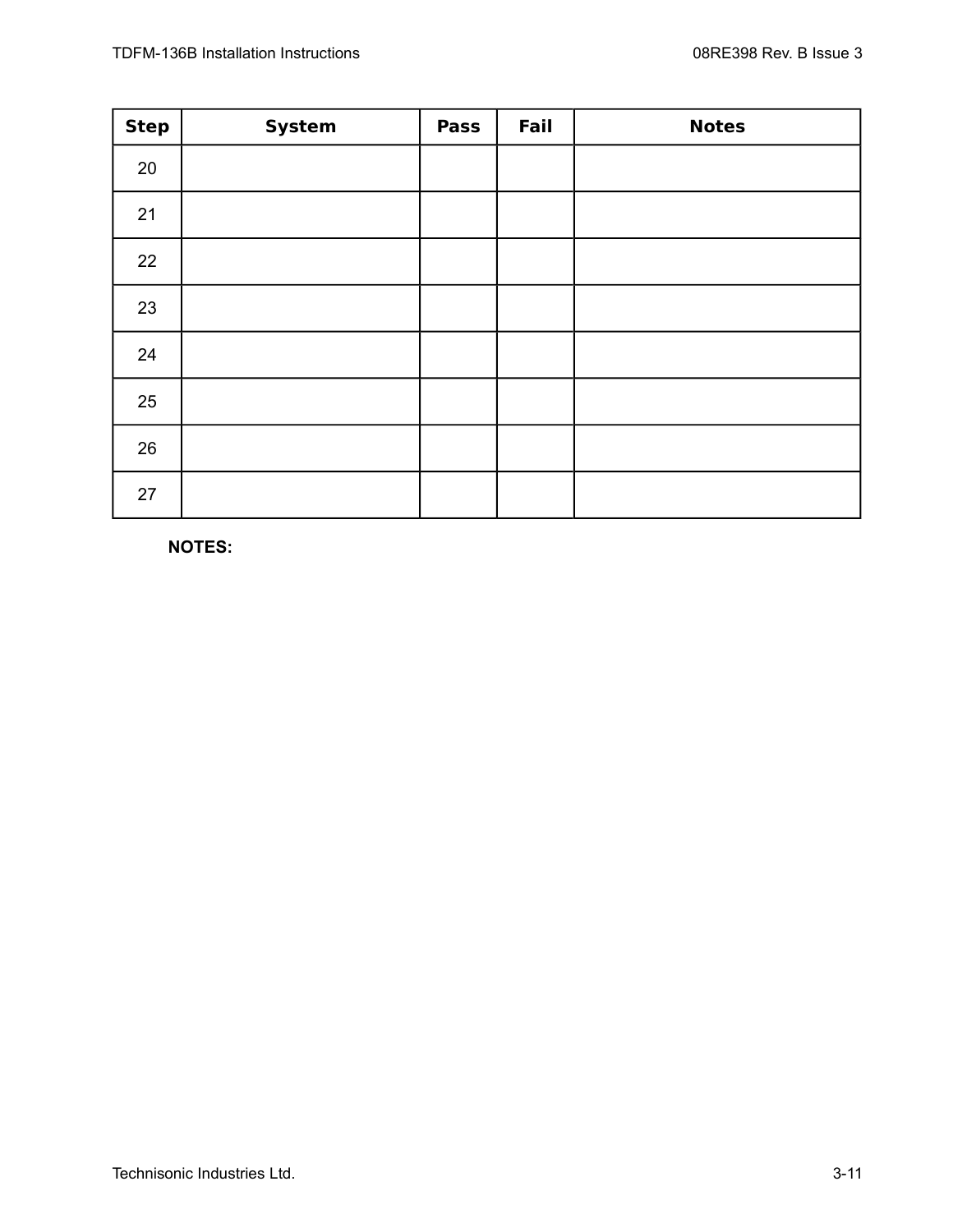| Step | System | Pass | Fail | Notes |
|---|---|---|---|---|
| 20 | | | | |
| 21 | | | | |
| 22 | | | | |
| 23 | | | | |
| 24 | | | | |
| 25 | | | | |
| 26 | | | | |
| 27 | | | | |

**NOTES:**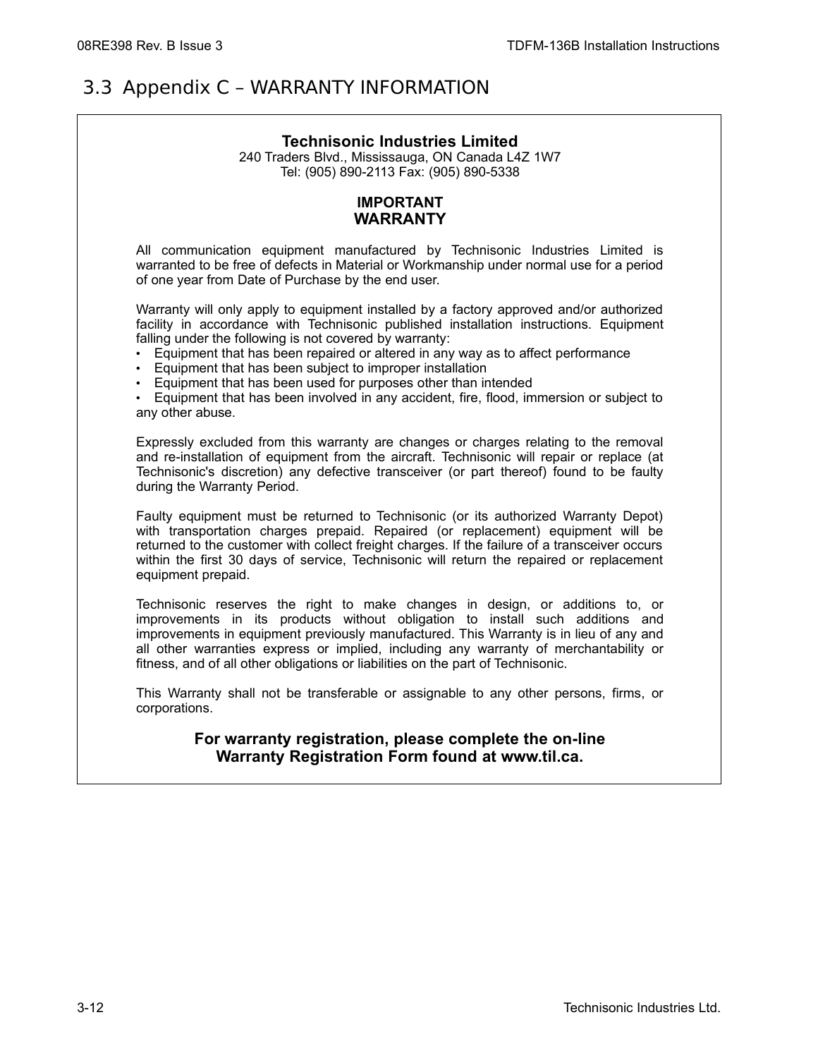## 3.3 Appendix C – WARRANTY INFORMATION

**Technisonic Industries Limited**
240 Traders Blvd., Mississauga, ON Canada L4Z 1W7
Tel: (905) 890-2113 Fax: (905) 890-5338

**IMPORTANT**
**WARRANTY**

All communication equipment manufactured by Technisonic Industries Limited is warranted to be free of defects in Material or Workmanship under normal use for a period of one year from Date of Purchase by the end user.

Warranty will only apply to equipment installed by a factory approved and/or authorized facility in accordance with Technisonic published installation instructions. Equipment falling under the following is not covered by warranty:

- Equipment that has been repaired or altered in any way as to affect performance
- Equipment that has been subject to improper installation
- Equipment that has been used for purposes other than intended
- Equipment that has been involved in any accident, fire, flood, immersion or subject to any other abuse.

Expressly excluded from this warranty are changes or charges relating to the removal and re-installation of equipment from the aircraft. Technisonic will repair or replace (at Technisonic's discretion) any defective transceiver (or part thereof) found to be faulty during the Warranty Period.

Faulty equipment must be returned to Technisonic (or its authorized Warranty Depot) with transportation charges prepaid. Repaired (or replacement) equipment will be returned to the customer with collect freight charges. If the failure of a transceiver occurs within the first 30 days of service, Technisonic will return the repaired or replacement equipment prepaid.

Technisonic reserves the right to make changes in design, or additions to, or improvements in its products without obligation to install such additions and improvements in equipment previously manufactured. This Warranty is in lieu of any and all other warranties express or implied, including any warranty of merchantability or fitness, and of all other obligations or liabilities on the part of Technisonic.

This Warranty shall not be transferable or assignable to any other persons, firms, or corporations.

**For warranty registration, please complete the on-line Warranty Registration Form found at www.til.ca.**